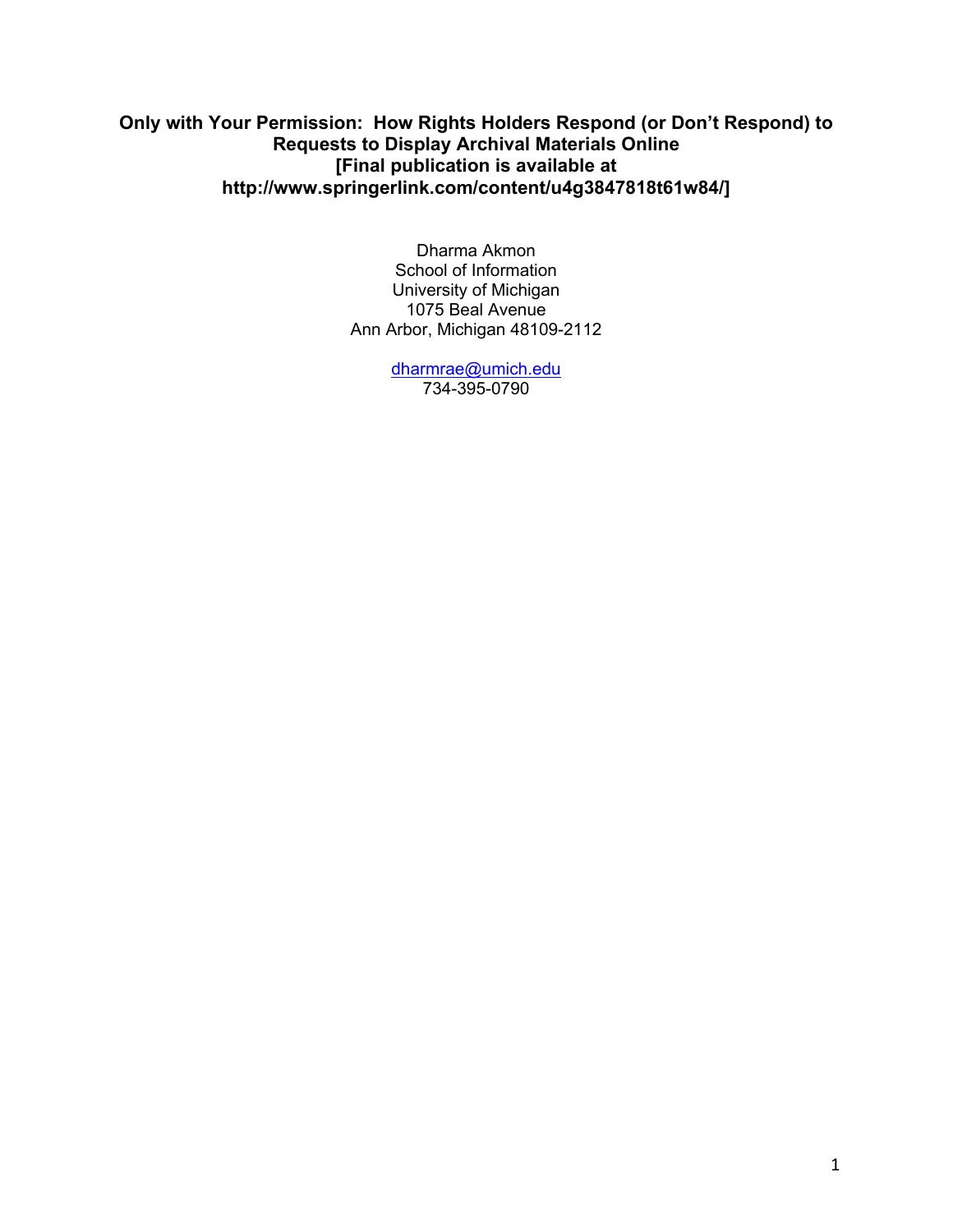# Only with Your Permission: How Rights Holders Respond (or Don't Respond) to Requests to Display Archival Materials Online
**[Final publication is available at http://www.springerlink.com/content/u4g3847818t61w84/]**

Dharma Akmon
School of Information
University of Michigan
1075 Beal Avenue
Ann Arbor, Michigan 48109-2112

dharmrae@umich.edu
734-395-0790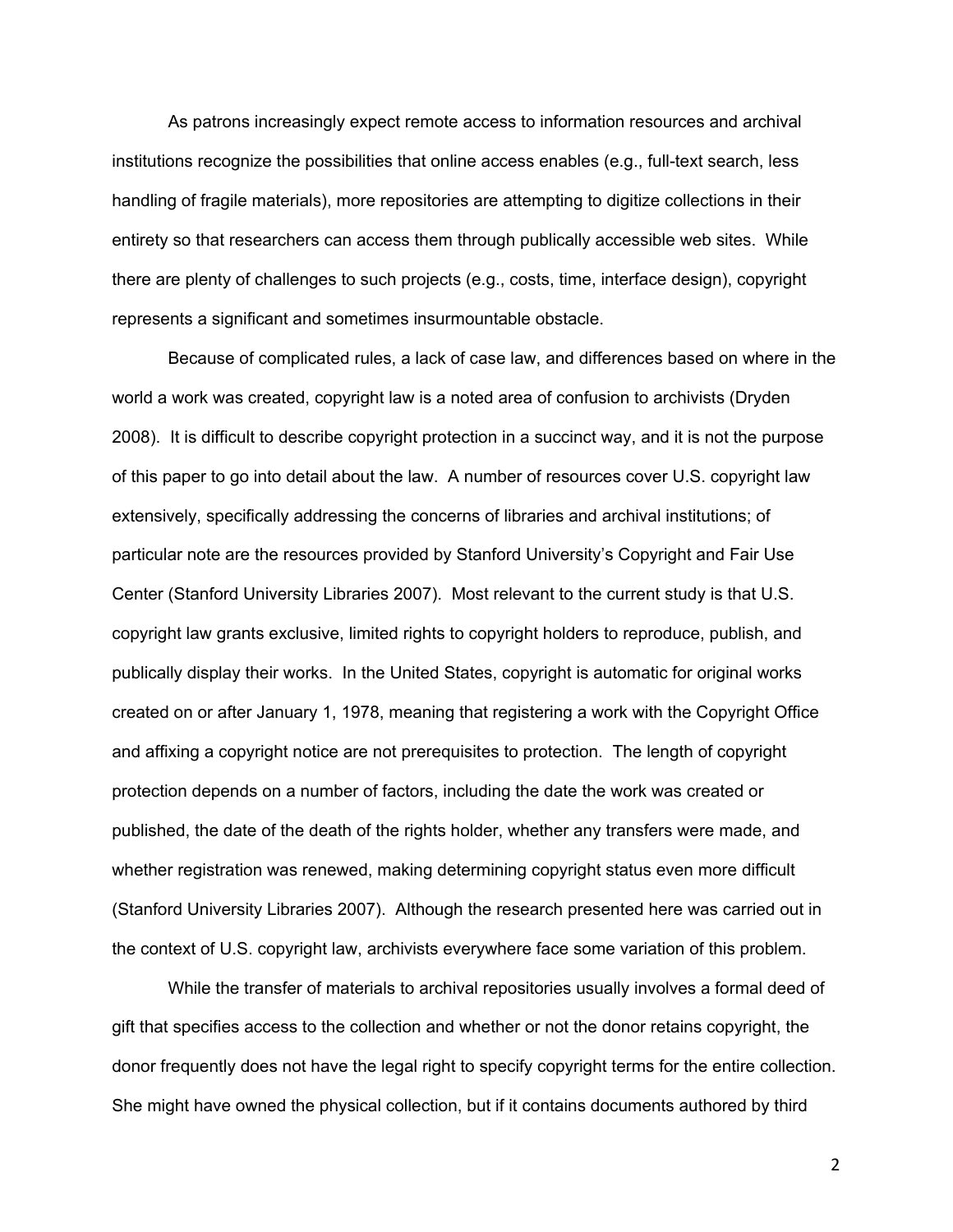As patrons increasingly expect remote access to information resources and archival institutions recognize the possibilities that online access enables (e.g., full-text search, less handling of fragile materials), more repositories are attempting to digitize collections in their entirety so that researchers can access them through publically accessible web sites. While there are plenty of challenges to such projects (e.g., costs, time, interface design), copyright represents a significant and sometimes insurmountable obstacle.

Because of complicated rules, a lack of case law, and differences based on where in the world a work was created, copyright law is a noted area of confusion to archivists (Dryden 2008). It is difficult to describe copyright protection in a succinct way, and it is not the purpose of this paper to go into detail about the law. A number of resources cover U.S. copyright law extensively, specifically addressing the concerns of libraries and archival institutions; of particular note are the resources provided by Stanford University's Copyright and Fair Use Center (Stanford University Libraries 2007). Most relevant to the current study is that U.S. copyright law grants exclusive, limited rights to copyright holders to reproduce, publish, and publically display their works. In the United States, copyright is automatic for original works created on or after January 1, 1978, meaning that registering a work with the Copyright Office and affixing a copyright notice are not prerequisites to protection. The length of copyright protection depends on a number of factors, including the date the work was created or published, the date of the death of the rights holder, whether any transfers were made, and whether registration was renewed, making determining copyright status even more difficult (Stanford University Libraries 2007). Although the research presented here was carried out in the context of U.S. copyright law, archivists everywhere face some variation of this problem.

While the transfer of materials to archival repositories usually involves a formal deed of gift that specifies access to the collection and whether or not the donor retains copyright, the donor frequently does not have the legal right to specify copyright terms for the entire collection. She might have owned the physical collection, but if it contains documents authored by third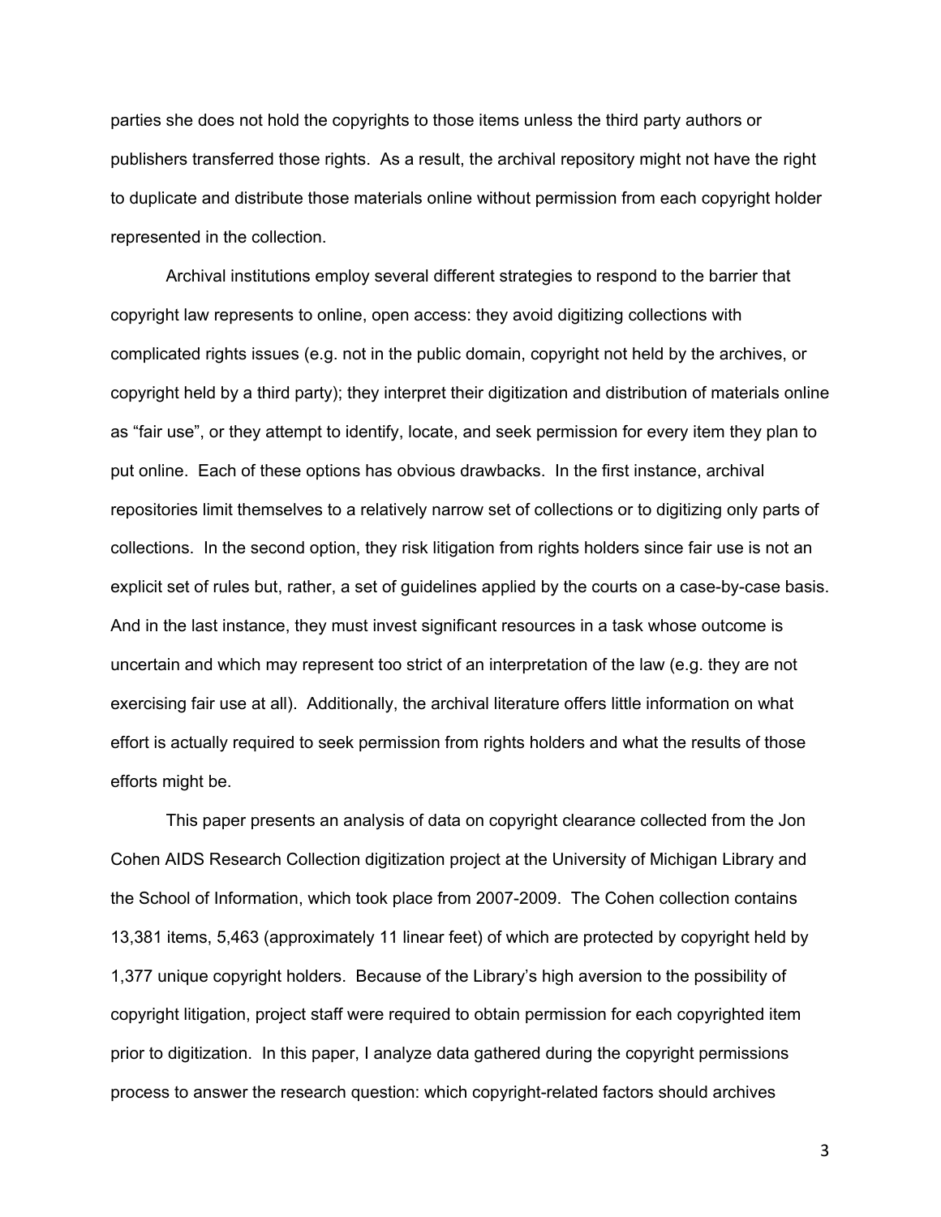parties she does not hold the copyrights to those items unless the third party authors or publishers transferred those rights. As a result, the archival repository might not have the right to duplicate and distribute those materials online without permission from each copyright holder represented in the collection.

Archival institutions employ several different strategies to respond to the barrier that copyright law represents to online, open access: they avoid digitizing collections with complicated rights issues (e.g. not in the public domain, copyright not held by the archives, or copyright held by a third party); they interpret their digitization and distribution of materials online as "fair use", or they attempt to identify, locate, and seek permission for every item they plan to put online. Each of these options has obvious drawbacks. In the first instance, archival repositories limit themselves to a relatively narrow set of collections or to digitizing only parts of collections. In the second option, they risk litigation from rights holders since fair use is not an explicit set of rules but, rather, a set of guidelines applied by the courts on a case-by-case basis. And in the last instance, they must invest significant resources in a task whose outcome is uncertain and which may represent too strict of an interpretation of the law (e.g. they are not exercising fair use at all). Additionally, the archival literature offers little information on what effort is actually required to seek permission from rights holders and what the results of those efforts might be.

This paper presents an analysis of data on copyright clearance collected from the Jon Cohen AIDS Research Collection digitization project at the University of Michigan Library and the School of Information, which took place from 2007-2009. The Cohen collection contains 13,381 items, 5,463 (approximately 11 linear feet) of which are protected by copyright held by 1,377 unique copyright holders. Because of the Library's high aversion to the possibility of copyright litigation, project staff were required to obtain permission for each copyrighted item prior to digitization. In this paper, I analyze data gathered during the copyright permissions process to answer the research question: which copyright-related factors should archives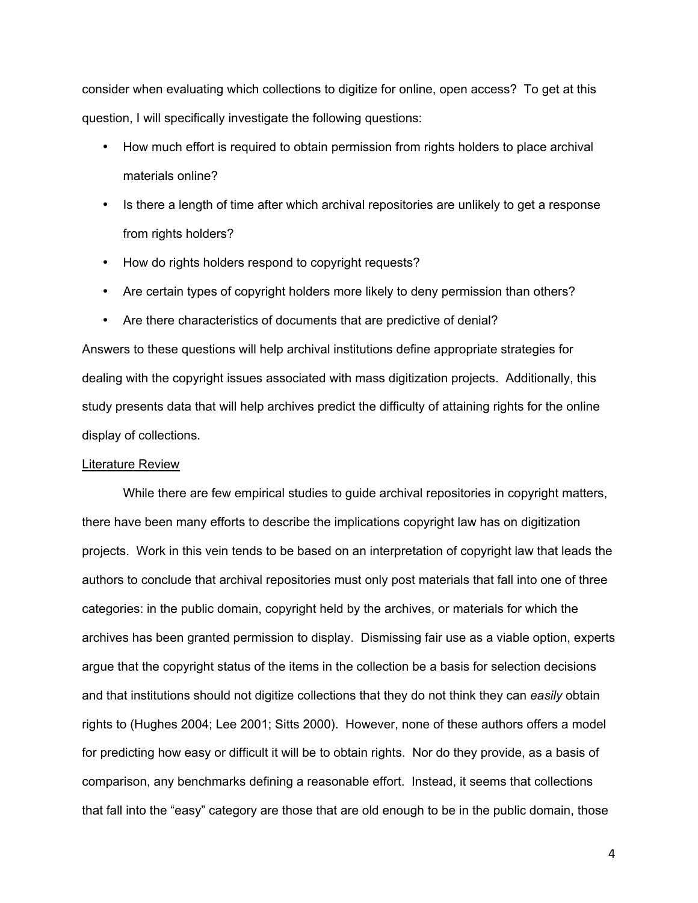consider when evaluating which collections to digitize for online, open access? To get at this question, I will specifically investigate the following questions:

- How much effort is required to obtain permission from rights holders to place archival materials online?
- Is there a length of time after which archival repositories are unlikely to get a response from rights holders?
- How do rights holders respond to copyright requests?
- Are certain types of copyright holders more likely to deny permission than others?
- Are there characteristics of documents that are predictive of denial?

Answers to these questions will help archival institutions define appropriate strategies for dealing with the copyright issues associated with mass digitization projects. Additionally, this study presents data that will help archives predict the difficulty of attaining rights for the online display of collections.

<u>Literature Review</u>

While there are few empirical studies to guide archival repositories in copyright matters, there have been many efforts to describe the implications copyright law has on digitization projects. Work in this vein tends to be based on an interpretation of copyright law that leads the authors to conclude that archival repositories must only post materials that fall into one of three categories: in the public domain, copyright held by the archives, or materials for which the archives has been granted permission to display. Dismissing fair use as a viable option, experts argue that the copyright status of the items in the collection be a basis for selection decisions and that institutions should not digitize collections that they do not think they can *easily* obtain rights to (Hughes 2004; Lee 2001; Sitts 2000). However, none of these authors offers a model for predicting how easy or difficult it will be to obtain rights. Nor do they provide, as a basis of comparison, any benchmarks defining a reasonable effort. Instead, it seems that collections that fall into the "easy" category are those that are old enough to be in the public domain, those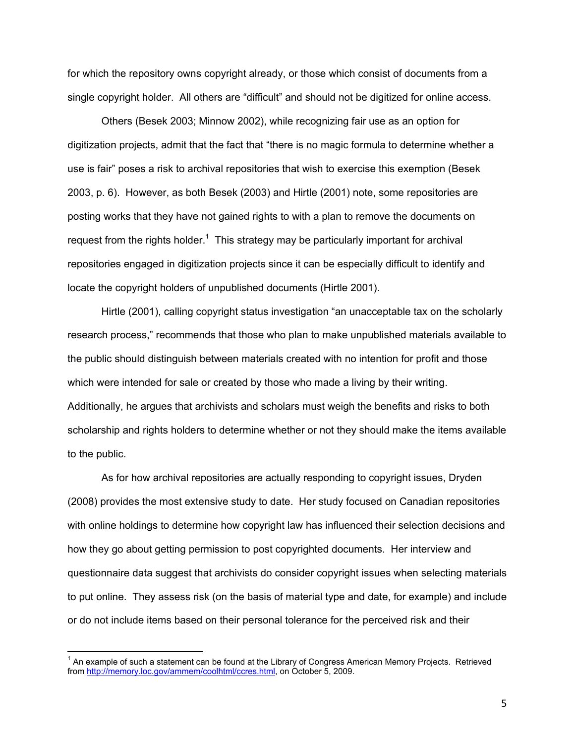for which the repository owns copyright already, or those which consist of documents from a single copyright holder. All others are "difficult" and should not be digitized for online access.

Others (Besek 2003; Minnow 2002), while recognizing fair use as an option for digitization projects, admit that the fact that "there is no magic formula to determine whether a use is fair" poses a risk to archival repositories that wish to exercise this exemption (Besek 2003, p. 6). However, as both Besek (2003) and Hirtle (2001) note, some repositories are posting works that they have not gained rights to with a plan to remove the documents on request from the rights holder.[1] This strategy may be particularly important for archival repositories engaged in digitization projects since it can be especially difficult to identify and locate the copyright holders of unpublished documents (Hirtle 2001).

Hirtle (2001), calling copyright status investigation "an unacceptable tax on the scholarly research process," recommends that those who plan to make unpublished materials available to the public should distinguish between materials created with no intention for profit and those which were intended for sale or created by those who made a living by their writing. Additionally, he argues that archivists and scholars must weigh the benefits and risks to both scholarship and rights holders to determine whether or not they should make the items available to the public.

As for how archival repositories are actually responding to copyright issues, Dryden (2008) provides the most extensive study to date. Her study focused on Canadian repositories with online holdings to determine how copyright law has influenced their selection decisions and how they go about getting permission to post copyrighted documents. Her interview and questionnaire data suggest that archivists do consider copyright issues when selecting materials to put online. They assess risk (on the basis of material type and date, for example) and include or do not include items based on their personal tolerance for the perceived risk and their

---

[1] An example of such a statement can be found at the Library of Congress American Memory Projects. Retrieved from http://memory.loc.gov/ammem/coolhtml/ccres.html, on October 5, 2009.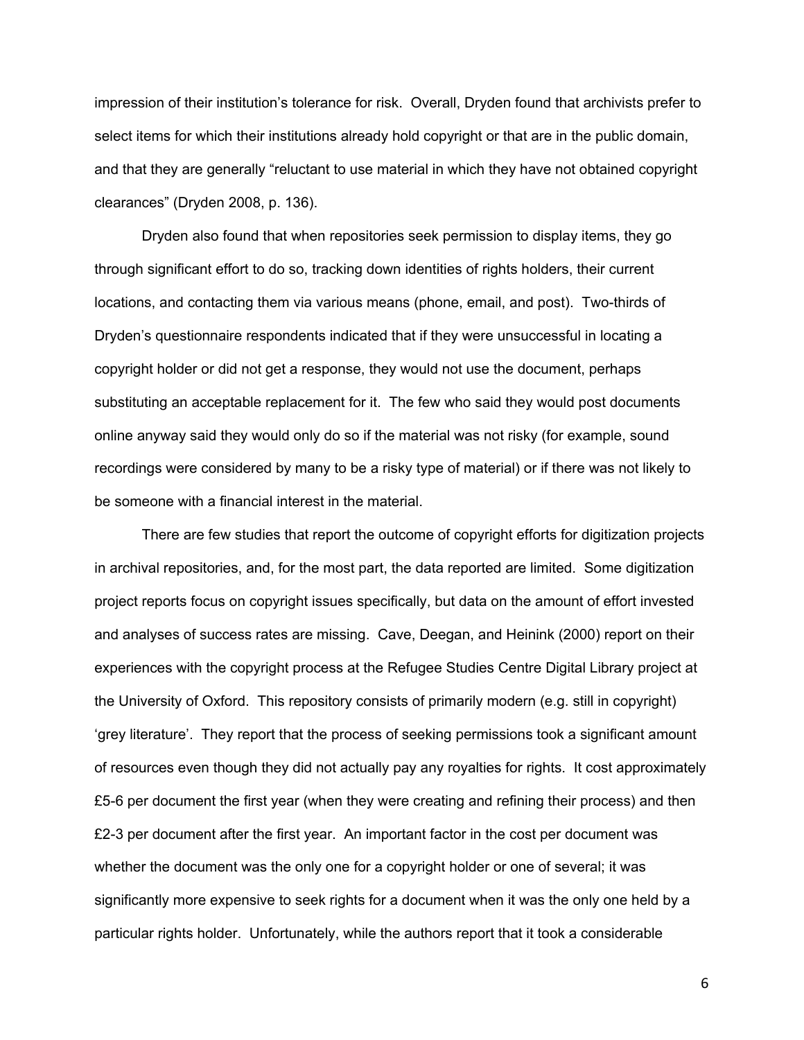impression of their institution's tolerance for risk. Overall, Dryden found that archivists prefer to select items for which their institutions already hold copyright or that are in the public domain, and that they are generally "reluctant to use material in which they have not obtained copyright clearances" (Dryden 2008, p. 136).

Dryden also found that when repositories seek permission to display items, they go through significant effort to do so, tracking down identities of rights holders, their current locations, and contacting them via various means (phone, email, and post). Two-thirds of Dryden's questionnaire respondents indicated that if they were unsuccessful in locating a copyright holder or did not get a response, they would not use the document, perhaps substituting an acceptable replacement for it. The few who said they would post documents online anyway said they would only do so if the material was not risky (for example, sound recordings were considered by many to be a risky type of material) or if there was not likely to be someone with a financial interest in the material.

There are few studies that report the outcome of copyright efforts for digitization projects in archival repositories, and, for the most part, the data reported are limited. Some digitization project reports focus on copyright issues specifically, but data on the amount of effort invested and analyses of success rates are missing. Cave, Deegan, and Heinink (2000) report on their experiences with the copyright process at the Refugee Studies Centre Digital Library project at the University of Oxford. This repository consists of primarily modern (e.g. still in copyright) 'grey literature'. They report that the process of seeking permissions took a significant amount of resources even though they did not actually pay any royalties for rights. It cost approximately £5-6 per document the first year (when they were creating and refining their process) and then £2-3 per document after the first year. An important factor in the cost per document was whether the document was the only one for a copyright holder or one of several; it was significantly more expensive to seek rights for a document when it was the only one held by a particular rights holder. Unfortunately, while the authors report that it took a considerable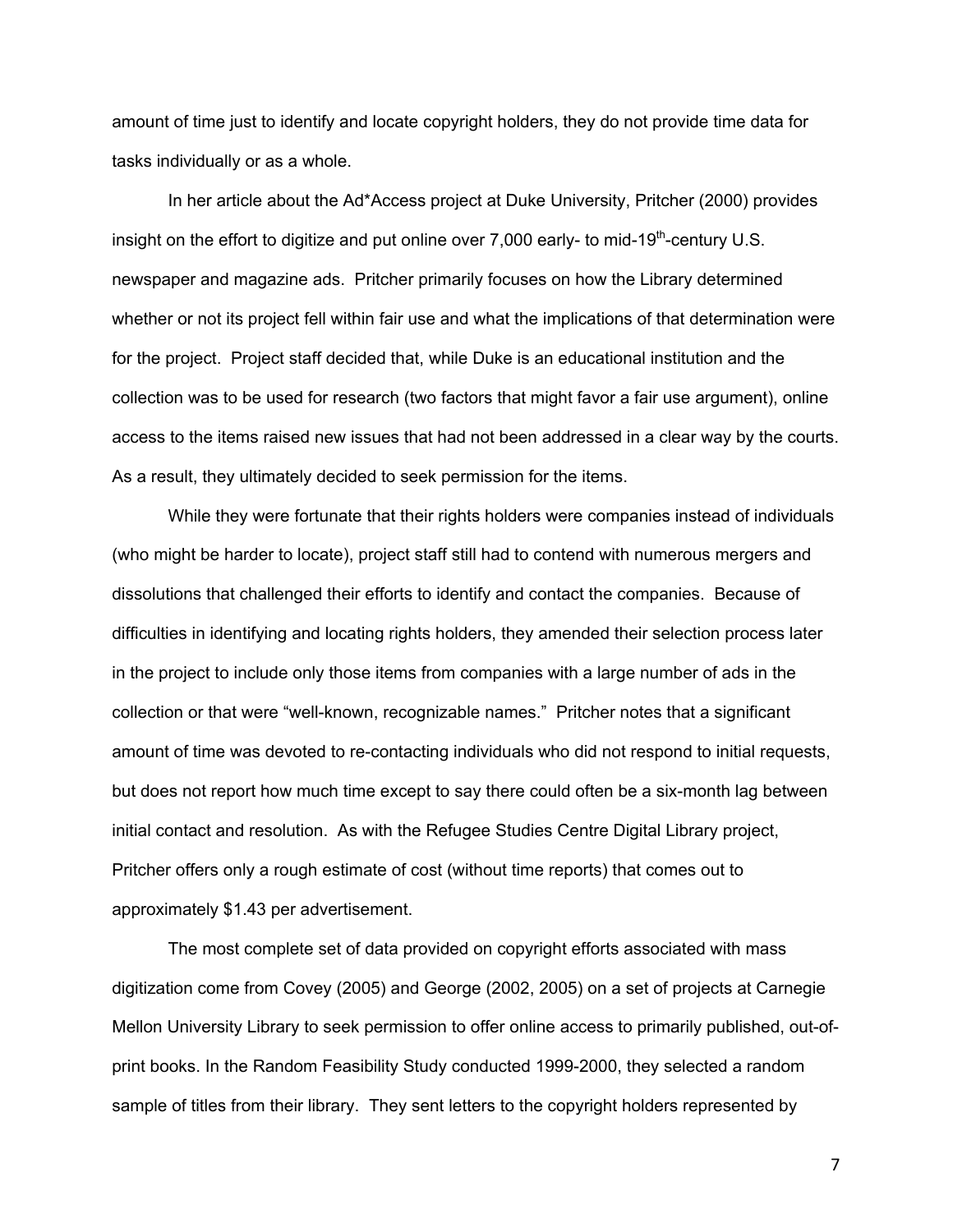amount of time just to identify and locate copyright holders, they do not provide time data for tasks individually or as a whole.

In her article about the Ad*Access project at Duke University, Pritcher (2000) provides insight on the effort to digitize and put online over 7,000 early- to mid-19th-century U.S. newspaper and magazine ads. Pritcher primarily focuses on how the Library determined whether or not its project fell within fair use and what the implications of that determination were for the project. Project staff decided that, while Duke is an educational institution and the collection was to be used for research (two factors that might favor a fair use argument), online access to the items raised new issues that had not been addressed in a clear way by the courts. As a result, they ultimately decided to seek permission for the items.

While they were fortunate that their rights holders were companies instead of individuals (who might be harder to locate), project staff still had to contend with numerous mergers and dissolutions that challenged their efforts to identify and contact the companies. Because of difficulties in identifying and locating rights holders, they amended their selection process later in the project to include only those items from companies with a large number of ads in the collection or that were "well-known, recognizable names." Pritcher notes that a significant amount of time was devoted to re-contacting individuals who did not respond to initial requests, but does not report how much time except to say there could often be a six-month lag between initial contact and resolution. As with the Refugee Studies Centre Digital Library project, Pritcher offers only a rough estimate of cost (without time reports) that comes out to approximately $1.43 per advertisement.

The most complete set of data provided on copyright efforts associated with mass digitization come from Covey (2005) and George (2002, 2005) on a set of projects at Carnegie Mellon University Library to seek permission to offer online access to primarily published, out-of-print books. In the Random Feasibility Study conducted 1999-2000, they selected a random sample of titles from their library. They sent letters to the copyright holders represented by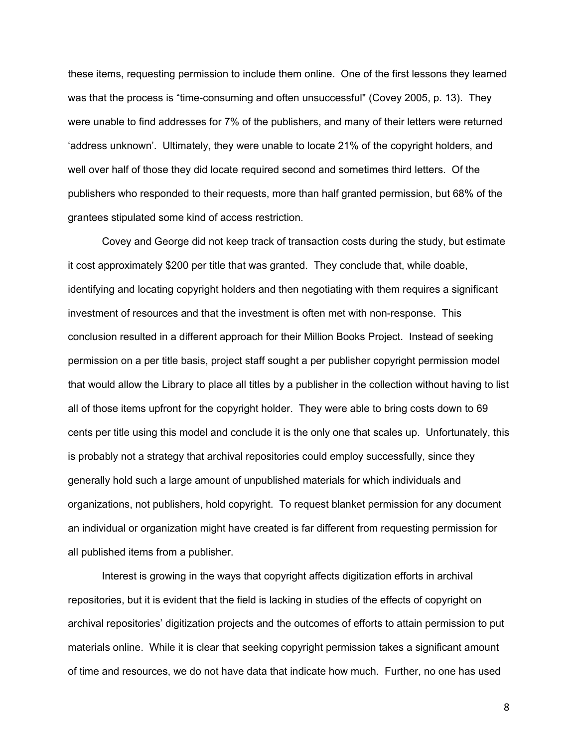these items, requesting permission to include them online. One of the first lessons they learned was that the process is “time-consuming and often unsuccessful" (Covey 2005, p. 13). They were unable to find addresses for 7% of the publishers, and many of their letters were returned ‘address unknown’. Ultimately, they were unable to locate 21% of the copyright holders, and well over half of those they did locate required second and sometimes third letters. Of the publishers who responded to their requests, more than half granted permission, but 68% of the grantees stipulated some kind of access restriction.

Covey and George did not keep track of transaction costs during the study, but estimate it cost approximately $200 per title that was granted. They conclude that, while doable, identifying and locating copyright holders and then negotiating with them requires a significant investment of resources and that the investment is often met with non-response. This conclusion resulted in a different approach for their Million Books Project. Instead of seeking permission on a per title basis, project staff sought a per publisher copyright permission model that would allow the Library to place all titles by a publisher in the collection without having to list all of those items upfront for the copyright holder. They were able to bring costs down to 69 cents per title using this model and conclude it is the only one that scales up. Unfortunately, this is probably not a strategy that archival repositories could employ successfully, since they generally hold such a large amount of unpublished materials for which individuals and organizations, not publishers, hold copyright. To request blanket permission for any document an individual or organization might have created is far different from requesting permission for all published items from a publisher.

Interest is growing in the ways that copyright affects digitization efforts in archival repositories, but it is evident that the field is lacking in studies of the effects of copyright on archival repositories’ digitization projects and the outcomes of efforts to attain permission to put materials online. While it is clear that seeking copyright permission takes a significant amount of time and resources, we do not have data that indicate how much. Further, no one has used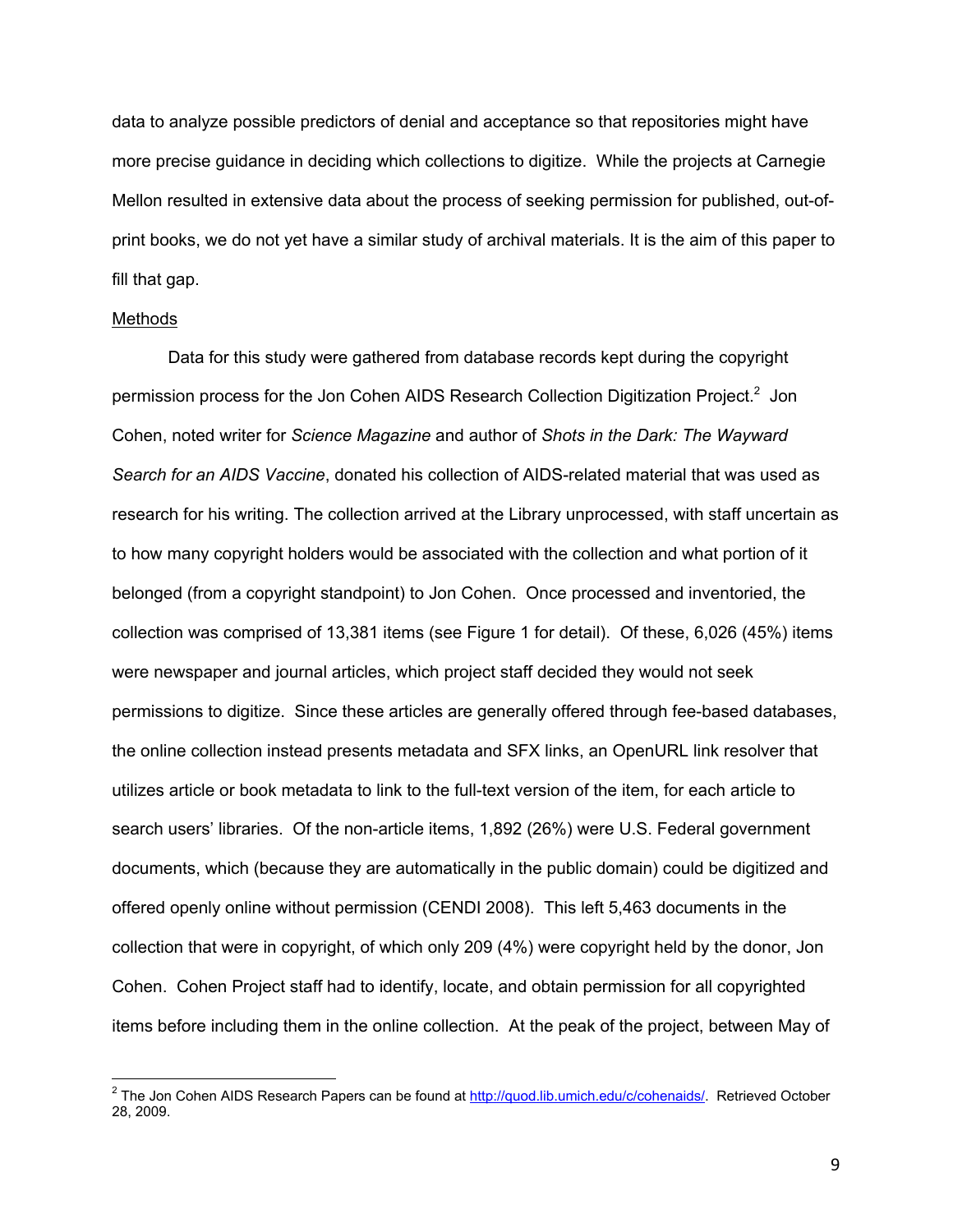data to analyze possible predictors of denial and acceptance so that repositories might have more precise guidance in deciding which collections to digitize. While the projects at Carnegie Mellon resulted in extensive data about the process of seeking permission for published, out-of-print books, we do not yet have a similar study of archival materials. It is the aim of this paper to fill that gap.

## Methods

Data for this study were gathered from database records kept during the copyright permission process for the Jon Cohen AIDS Research Collection Digitization Project.[2] Jon Cohen, noted writer for *Science Magazine* and author of *Shots in the Dark: The Wayward Search for an AIDS Vaccine*, donated his collection of AIDS-related material that was used as research for his writing. The collection arrived at the Library unprocessed, with staff uncertain as to how many copyright holders would be associated with the collection and what portion of it belonged (from a copyright standpoint) to Jon Cohen. Once processed and inventoried, the collection was comprised of 13,381 items (see Figure 1 for detail). Of these, 6,026 (45%) items were newspaper and journal articles, which project staff decided they would not seek permissions to digitize. Since these articles are generally offered through fee-based databases, the online collection instead presents metadata and SFX links, an OpenURL link resolver that utilizes article or book metadata to link to the full-text version of the item, for each article to search users' libraries. Of the non-article items, 1,892 (26%) were U.S. Federal government documents, which (because they are automatically in the public domain) could be digitized and offered openly online without permission (CENDI 2008). This left 5,463 documents in the collection that were in copyright, of which only 209 (4%) were copyright held by the donor, Jon Cohen. Cohen Project staff had to identify, locate, and obtain permission for all copyrighted items before including them in the online collection. At the peak of the project, between May of

[2] The Jon Cohen AIDS Research Papers can be found at http://quod.lib.umich.edu/c/cohenaids/. Retrieved October 28, 2009.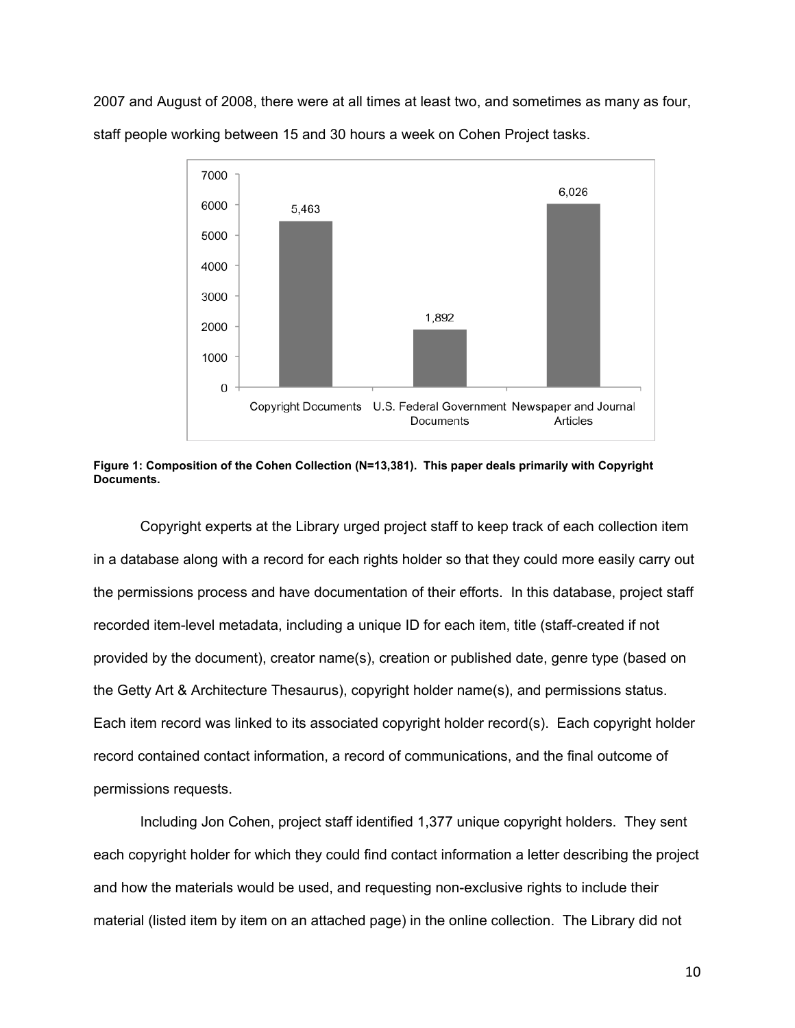2007 and August of 2008, there were at all times at least two, and sometimes as many as four, staff people working between 15 and 30 hours a week on Cohen Project tasks.

| Category | Count |
|---|---|
| Copyright Documents | 5,463 |
| U.S. Federal Government Documents | 1,892 |
| Newspaper and Journal Articles | 6,026 |

**Figure 1: Composition of the Cohen Collection (N=13,381). This paper deals primarily with Copyright Documents.**

Copyright experts at the Library urged project staff to keep track of each collection item in a database along with a record for each rights holder so that they could more easily carry out the permissions process and have documentation of their efforts. In this database, project staff recorded item-level metadata, including a unique ID for each item, title (staff-created if not provided by the document), creator name(s), creation or published date, genre type (based on the Getty Art & Architecture Thesaurus), copyright holder name(s), and permissions status. Each item record was linked to its associated copyright holder record(s). Each copyright holder record contained contact information, a record of communications, and the final outcome of permissions requests.

Including Jon Cohen, project staff identified 1,377 unique copyright holders. They sent each copyright holder for which they could find contact information a letter describing the project and how the materials would be used, and requesting non-exclusive rights to include their material (listed item by item on an attached page) in the online collection. The Library did not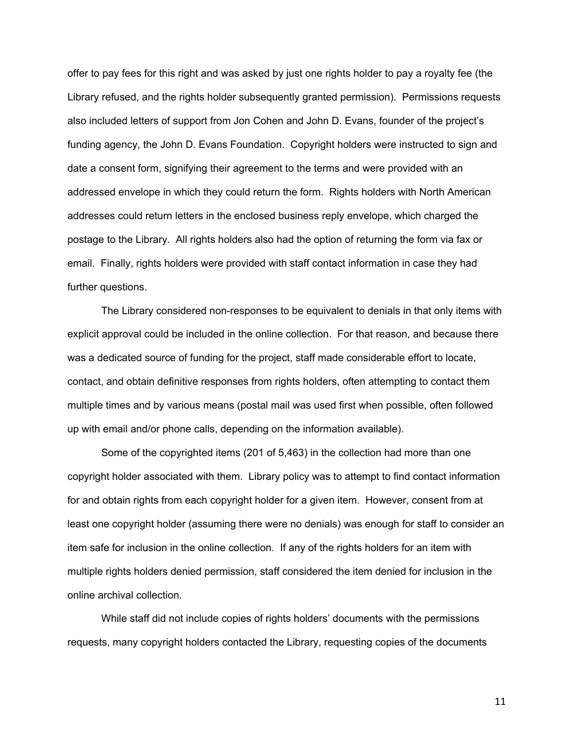offer to pay fees for this right and was asked by just one rights holder to pay a royalty fee (the Library refused, and the rights holder subsequently granted permission). Permissions requests also included letters of support from Jon Cohen and John D. Evans, founder of the project's funding agency, the John D. Evans Foundation. Copyright holders were instructed to sign and date a consent form, signifying their agreement to the terms and were provided with an addressed envelope in which they could return the form. Rights holders with North American addresses could return letters in the enclosed business reply envelope, which charged the postage to the Library. All rights holders also had the option of returning the form via fax or email. Finally, rights holders were provided with staff contact information in case they had further questions.

The Library considered non-responses to be equivalent to denials in that only items with explicit approval could be included in the online collection. For that reason, and because there was a dedicated source of funding for the project, staff made considerable effort to locate, contact, and obtain definitive responses from rights holders, often attempting to contact them multiple times and by various means (postal mail was used first when possible, often followed up with email and/or phone calls, depending on the information available).

Some of the copyrighted items (201 of 5,463) in the collection had more than one copyright holder associated with them. Library policy was to attempt to find contact information for and obtain rights from each copyright holder for a given item. However, consent from at least one copyright holder (assuming there were no denials) was enough for staff to consider an item safe for inclusion in the online collection. If any of the rights holders for an item with multiple rights holders denied permission, staff considered the item denied for inclusion in the online archival collection.

While staff did not include copies of rights holders' documents with the permissions requests, many copyright holders contacted the Library, requesting copies of the documents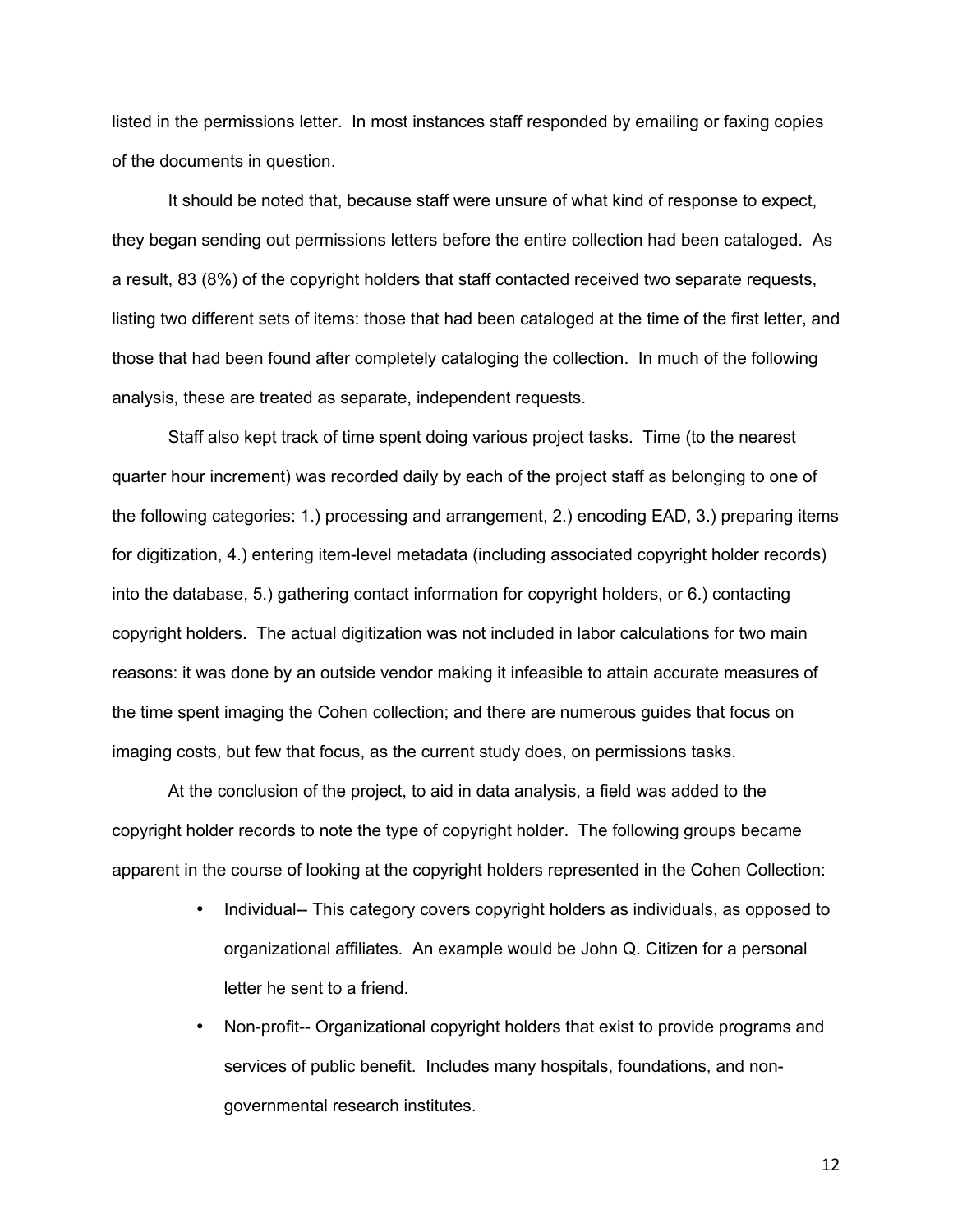listed in the permissions letter. In most instances staff responded by emailing or faxing copies of the documents in question.

It should be noted that, because staff were unsure of what kind of response to expect, they began sending out permissions letters before the entire collection had been cataloged. As a result, 83 (8%) of the copyright holders that staff contacted received two separate requests, listing two different sets of items: those that had been cataloged at the time of the first letter, and those that had been found after completely cataloging the collection. In much of the following analysis, these are treated as separate, independent requests.

Staff also kept track of time spent doing various project tasks. Time (to the nearest quarter hour increment) was recorded daily by each of the project staff as belonging to one of the following categories: 1.) processing and arrangement, 2.) encoding EAD, 3.) preparing items for digitization, 4.) entering item-level metadata (including associated copyright holder records) into the database, 5.) gathering contact information for copyright holders, or 6.) contacting copyright holders. The actual digitization was not included in labor calculations for two main reasons: it was done by an outside vendor making it infeasible to attain accurate measures of the time spent imaging the Cohen collection; and there are numerous guides that focus on imaging costs, but few that focus, as the current study does, on permissions tasks.

At the conclusion of the project, to aid in data analysis, a field was added to the copyright holder records to note the type of copyright holder. The following groups became apparent in the course of looking at the copyright holders represented in the Cohen Collection:

- Individual-- This category covers copyright holders as individuals, as opposed to organizational affiliates. An example would be John Q. Citizen for a personal letter he sent to a friend.
- Non-profit-- Organizational copyright holders that exist to provide programs and services of public benefit. Includes many hospitals, foundations, and non-governmental research institutes.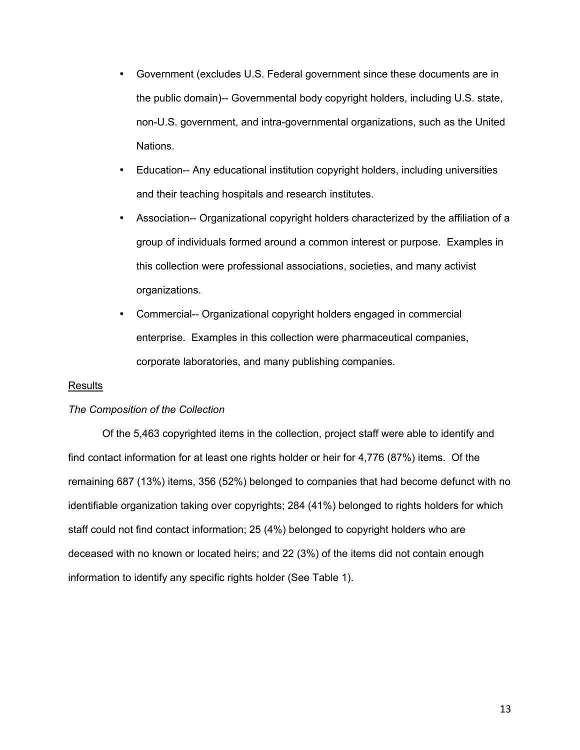- Government (excludes U.S. Federal government since these documents are in the public domain)-- Governmental body copyright holders, including U.S. state, non-U.S. government, and intra-governmental organizations, such as the United Nations.
- Education-- Any educational institution copyright holders, including universities and their teaching hospitals and research institutes.
- Association-- Organizational copyright holders characterized by the affiliation of a group of individuals formed around a common interest or purpose. Examples in this collection were professional associations, societies, and many activist organizations.
- Commercial-- Organizational copyright holders engaged in commercial enterprise. Examples in this collection were pharmaceutical companies, corporate laboratories, and many publishing companies.

## Results

### *The Composition of the Collection*

Of the 5,463 copyrighted items in the collection, project staff were able to identify and find contact information for at least one rights holder or heir for 4,776 (87%) items. Of the remaining 687 (13%) items, 356 (52%) belonged to companies that had become defunct with no identifiable organization taking over copyrights; 284 (41%) belonged to rights holders for which staff could not find contact information; 25 (4%) belonged to copyright holders who are deceased with no known or located heirs; and 22 (3%) of the items did not contain enough information to identify any specific rights holder (See Table 1).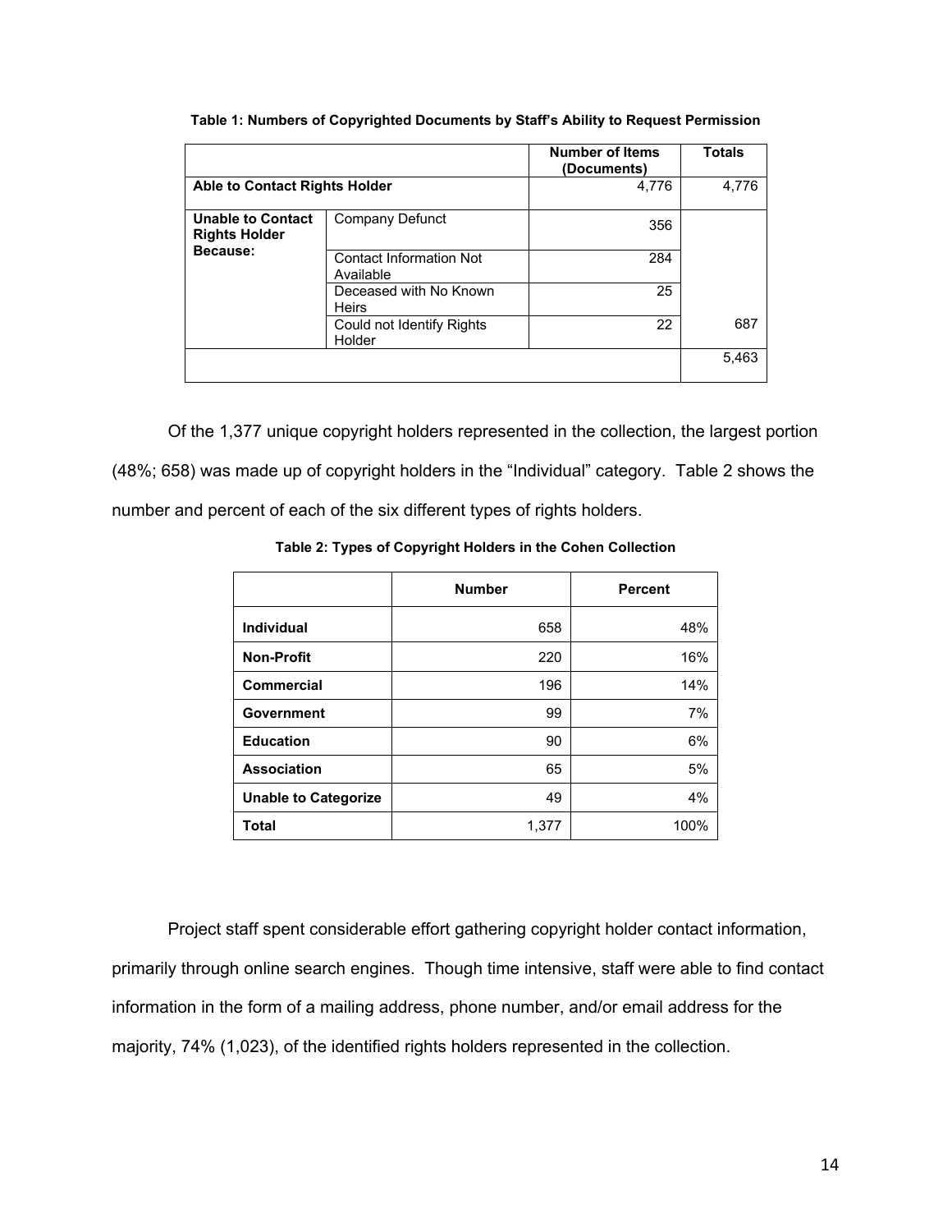**Table 1: Numbers of Copyrighted Documents by Staff's Ability to Request Permission**

| | | Number of Items (Documents) | Totals |
|---|---|---|---|
| **Able to Contact Rights Holder** | | 4,776 | 4,776 |
| **Unable to Contact Rights Holder Because:** | Company Defunct | 356 | |
| | Contact Information Not Available | 284 | |
| | Deceased with No Known Heirs | 25 | |
| | Could not Identify Rights Holder | 22 | 687 |
| | | | 5,463 |

Of the 1,377 unique copyright holders represented in the collection, the largest portion (48%; 658) was made up of copyright holders in the "Individual" category. Table 2 shows the number and percent of each of the six different types of rights holders.

**Table 2: Types of Copyright Holders in the Cohen Collection**

| | Number | Percent |
|---|---|---|
| **Individual** | 658 | 48% |
| **Non-Profit** | 220 | 16% |
| **Commercial** | 196 | 14% |
| **Government** | 99 | 7% |
| **Education** | 90 | 6% |
| **Association** | 65 | 5% |
| **Unable to Categorize** | 49 | 4% |
| **Total** | 1,377 | 100% |

Project staff spent considerable effort gathering copyright holder contact information, primarily through online search engines. Though time intensive, staff were able to find contact information in the form of a mailing address, phone number, and/or email address for the majority, 74% (1,023), of the identified rights holders represented in the collection.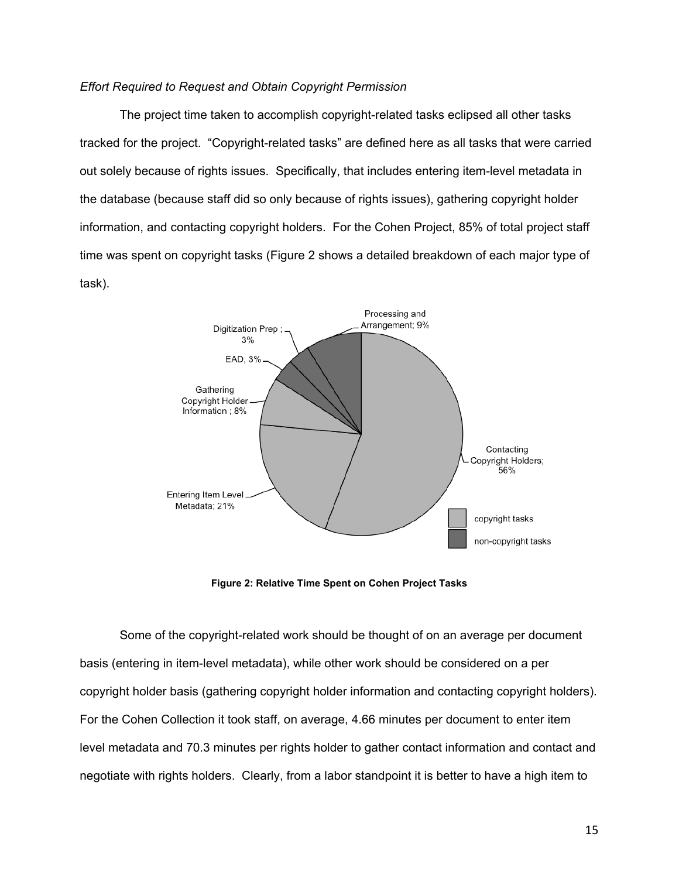*Effort Required to Request and Obtain Copyright Permission*

The project time taken to accomplish copyright-related tasks eclipsed all other tasks tracked for the project. "Copyright-related tasks" are defined here as all tasks that were carried out solely because of rights issues. Specifically, that includes entering item-level metadata in the database (because staff did so only because of rights issues), gathering copyright holder information, and contacting copyright holders. For the Cohen Project, 85% of total project staff time was spent on copyright tasks (Figure 2 shows a detailed breakdown of each major type of task).

**Figure 2: Relative Time Spent on Cohen Project Tasks**

Some of the copyright-related work should be thought of on an average per document basis (entering in item-level metadata), while other work should be considered on a per copyright holder basis (gathering copyright holder information and contacting copyright holders). For the Cohen Collection it took staff, on average, 4.66 minutes per document to enter item level metadata and 70.3 minutes per rights holder to gather contact information and contact and negotiate with rights holders. Clearly, from a labor standpoint it is better to have a high item to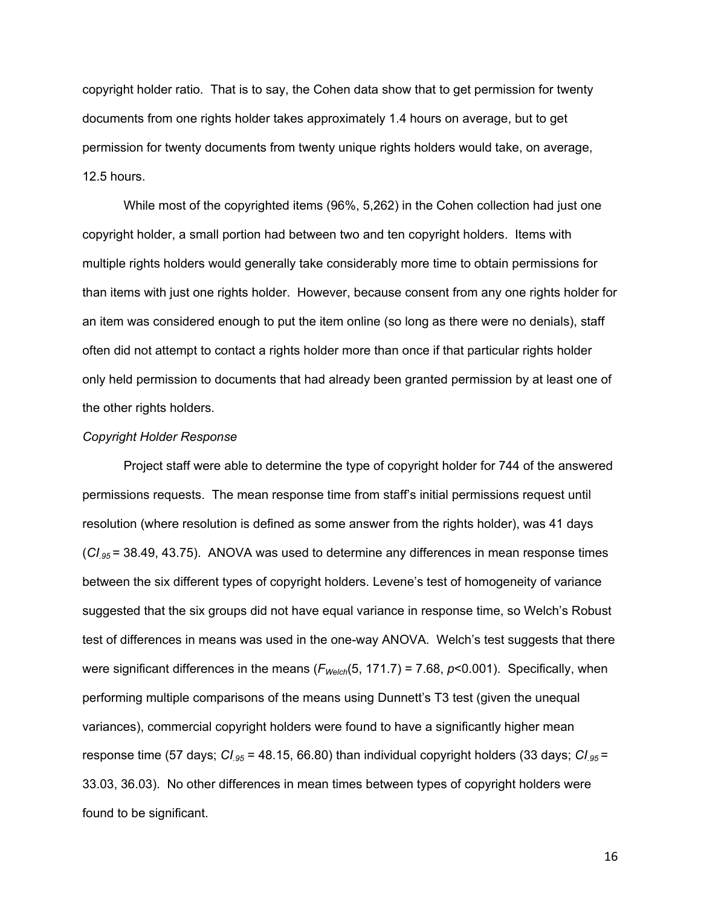copyright holder ratio. That is to say, the Cohen data show that to get permission for twenty documents from one rights holder takes approximately 1.4 hours on average, but to get permission for twenty documents from twenty unique rights holders would take, on average, 12.5 hours.

While most of the copyrighted items (96%, 5,262) in the Cohen collection had just one copyright holder, a small portion had between two and ten copyright holders. Items with multiple rights holders would generally take considerably more time to obtain permissions for than items with just one rights holder. However, because consent from any one rights holder for an item was considered enough to put the item online (so long as there were no denials), staff often did not attempt to contact a rights holder more than once if that particular rights holder only held permission to documents that had already been granted permission by at least one of the other rights holders.

*Copyright Holder Response*

Project staff were able to determine the type of copyright holder for 744 of the answered permissions requests. The mean response time from staff's initial permissions request until resolution (where resolution is defined as some answer from the rights holder), was 41 days ($CI_{.95}$ = 38.49, 43.75). ANOVA was used to determine any differences in mean response times between the six different types of copyright holders. Levene's test of homogeneity of variance suggested that the six groups did not have equal variance in response time, so Welch's Robust test of differences in means was used in the one-way ANOVA. Welch's test suggests that there were significant differences in the means ($F_{Welch}(5, 171.7) = 7.68$, $p<0.001$). Specifically, when performing multiple comparisons of the means using Dunnett's T3 test (given the unequal variances), commercial copyright holders were found to have a significantly higher mean response time (57 days; $CI_{.95}$ = 48.15, 66.80) than individual copyright holders (33 days; $CI_{.95}$ = 33.03, 36.03). No other differences in mean times between types of copyright holders were found to be significant.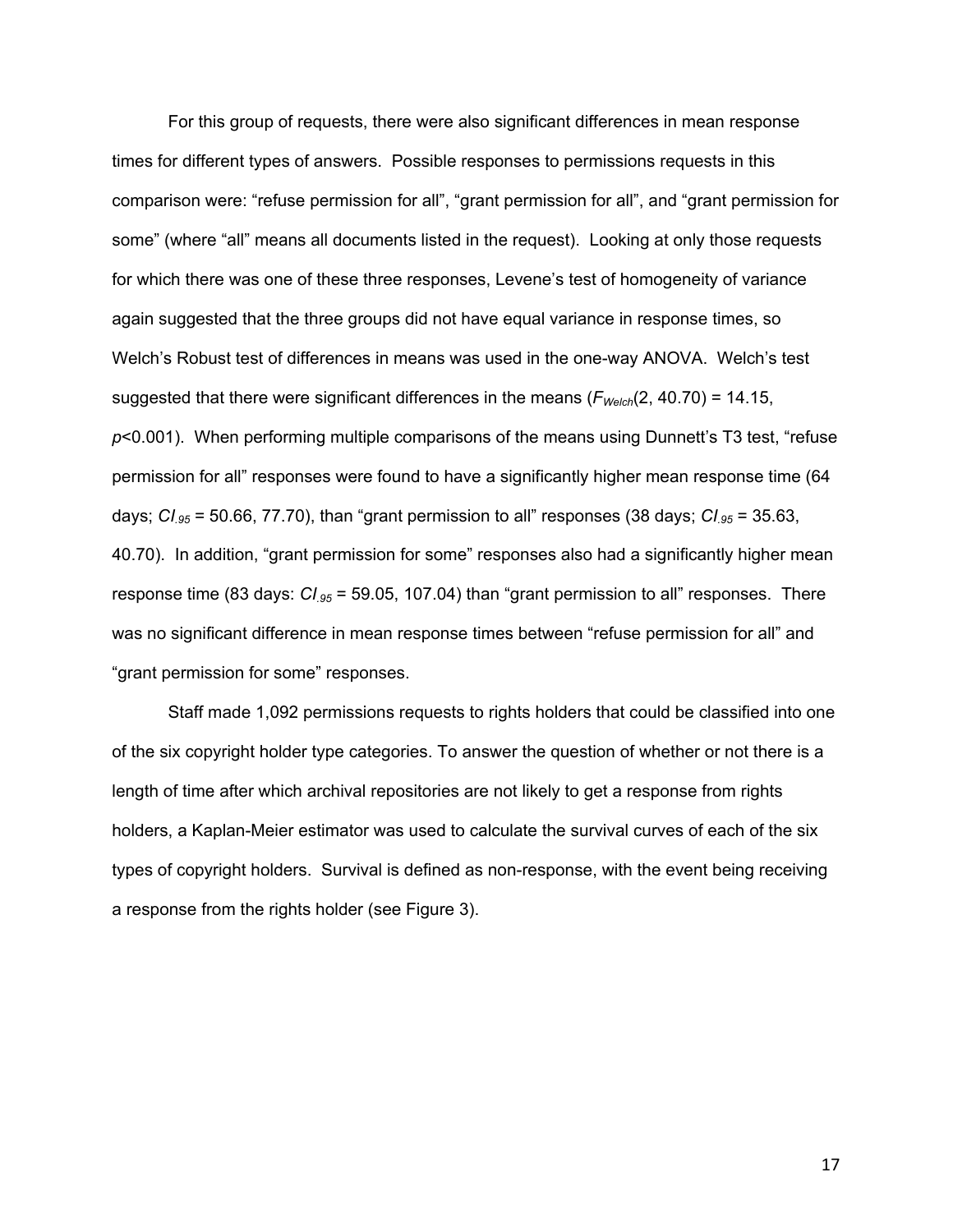For this group of requests, there were also significant differences in mean response times for different types of answers. Possible responses to permissions requests in this comparison were: “refuse permission for all”, “grant permission for all”, and “grant permission for some” (where “all” means all documents listed in the request). Looking at only those requests for which there was one of these three responses, Levene’s test of homogeneity of variance again suggested that the three groups did not have equal variance in response times, so Welch’s Robust test of differences in means was used in the one-way ANOVA. Welch’s test suggested that there were significant differences in the means ($F_{Welch}(2, 40.70) = 14.15$, $p<0.001$). When performing multiple comparisons of the means using Dunnett’s T3 test, “refuse permission for all” responses were found to have a significantly higher mean response time (64 days; $CI_{.95} = 50.66, 77.70$), than “grant permission to all” responses (38 days; $CI_{.95} = 35.63, 40.70$). In addition, “grant permission for some” responses also had a significantly higher mean response time (83 days: $CI_{.95} = 59.05, 107.04$) than “grant permission to all” responses. There was no significant difference in mean response times between “refuse permission for all” and “grant permission for some” responses.

Staff made 1,092 permissions requests to rights holders that could be classified into one of the six copyright holder type categories. To answer the question of whether or not there is a length of time after which archival repositories are not likely to get a response from rights holders, a Kaplan-Meier estimator was used to calculate the survival curves of each of the six types of copyright holders. Survival is defined as non-response, with the event being receiving a response from the rights holder (see Figure 3).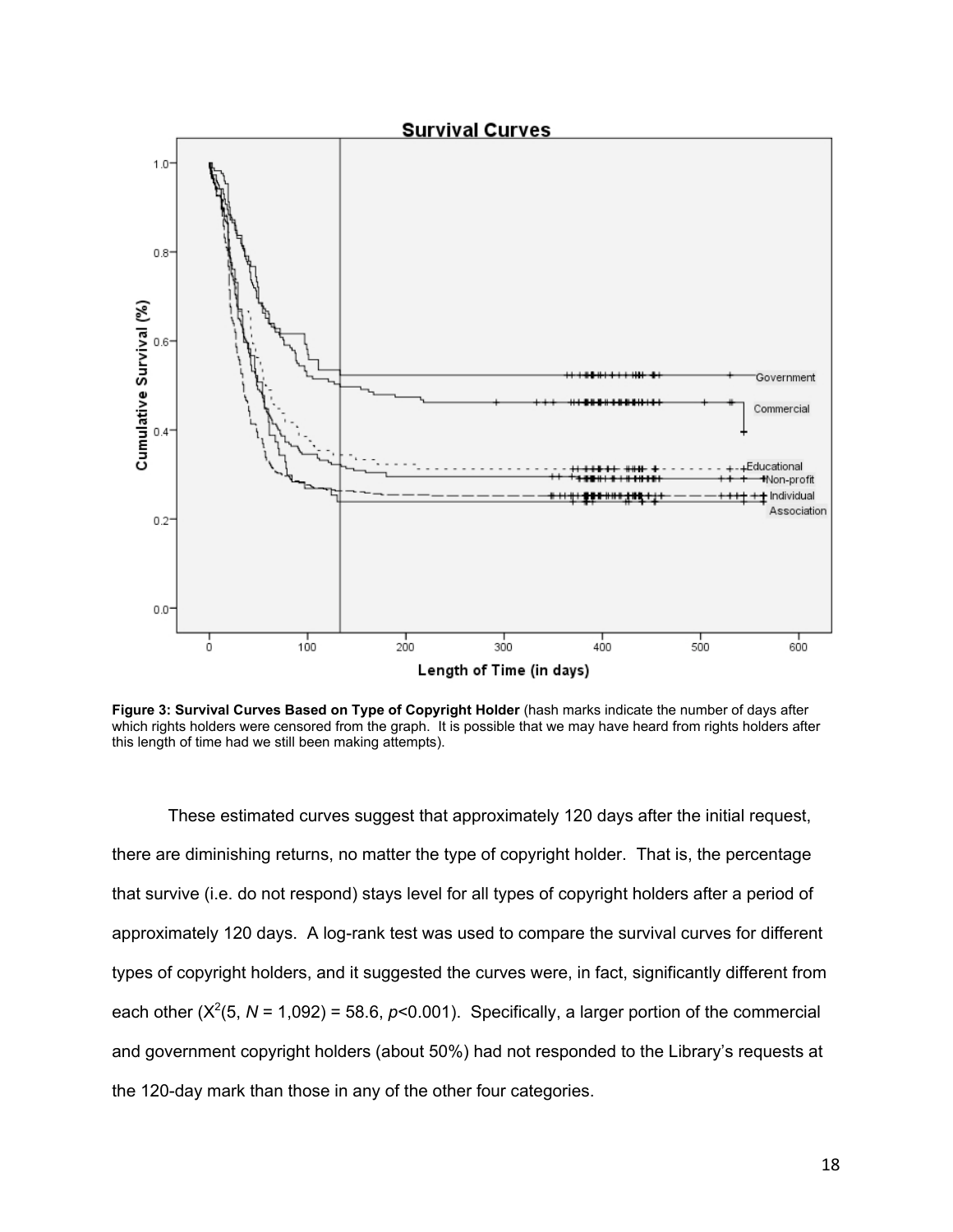**Figure 3: Survival Curves Based on Type of Copyright Holder** (hash marks indicate the number of days after which rights holders were censored from the graph. It is possible that we may have heard from rights holders after this length of time had we still been making attempts).

These estimated curves suggest that approximately 120 days after the initial request, there are diminishing returns, no matter the type of copyright holder. That is, the percentage that survive (i.e. do not respond) stays level for all types of copyright holders after a period of approximately 120 days. A log-rank test was used to compare the survival curves for different types of copyright holders, and it suggested the curves were, in fact, significantly different from each other ($X^2(5, N = 1{,}092) = 58.6, p<0.001$). Specifically, a larger portion of the commercial and government copyright holders (about 50%) had not responded to the Library's requests at the 120-day mark than those in any of the other four categories.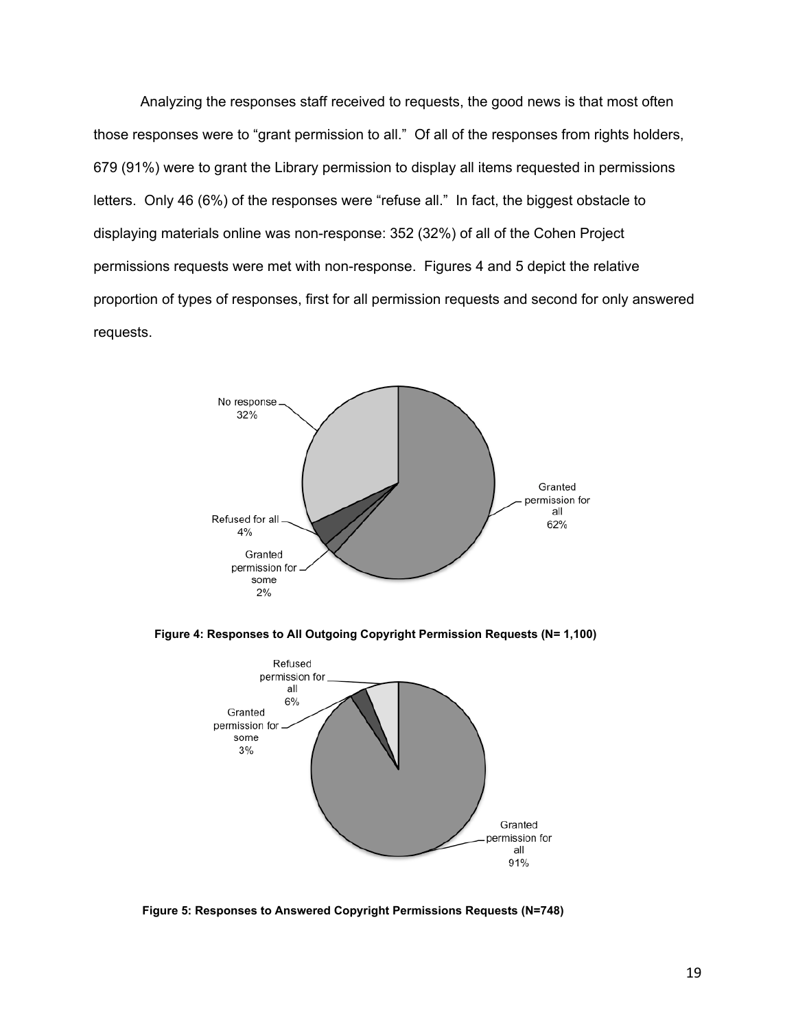Analyzing the responses staff received to requests, the good news is that most often those responses were to "grant permission to all." Of all of the responses from rights holders, 679 (91%) were to grant the Library permission to display all items requested in permissions letters. Only 46 (6%) of the responses were "refuse all." In fact, the biggest obstacle to displaying materials online was non-response: 352 (32%) of all of the Cohen Project permissions requests were met with non-response. Figures 4 and 5 depict the relative proportion of types of responses, first for all permission requests and second for only answered requests.

No response 32%

Granted permission for all 62%

Refused for all 4%

Granted permission for some 2%

**Figure 4: Responses to All Outgoing Copyright Permission Requests (N= 1,100)**

Refused permission for all 6%

Granted permission for some 3%

Granted permission for all 91%

**Figure 5: Responses to Answered Copyright Permissions Requests (N=748)**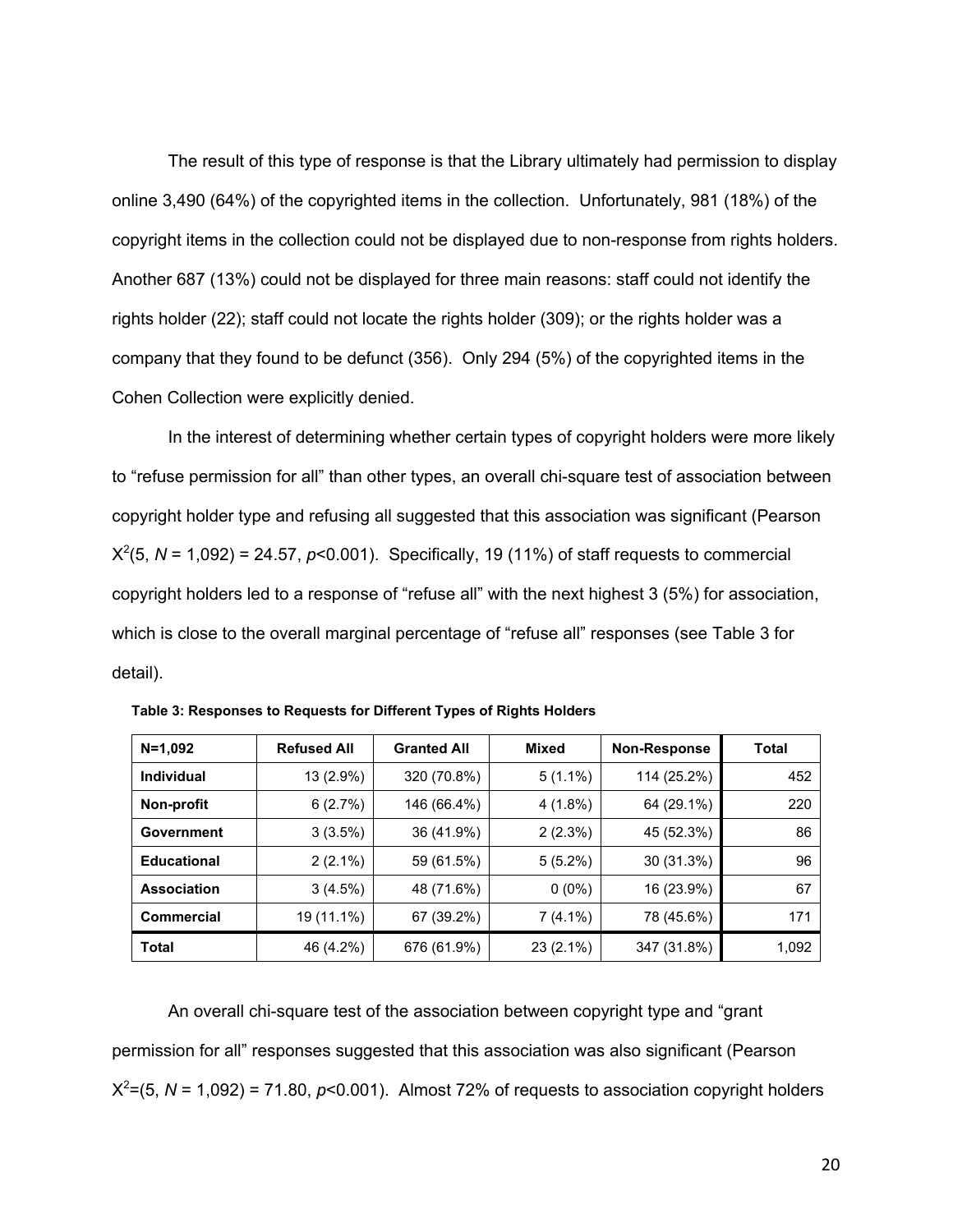The result of this type of response is that the Library ultimately had permission to display online 3,490 (64%) of the copyrighted items in the collection. Unfortunately, 981 (18%) of the copyright items in the collection could not be displayed due to non-response from rights holders. Another 687 (13%) could not be displayed for three main reasons: staff could not identify the rights holder (22); staff could not locate the rights holder (309); or the rights holder was a company that they found to be defunct (356). Only 294 (5%) of the copyrighted items in the Cohen Collection were explicitly denied.

In the interest of determining whether certain types of copyright holders were more likely to "refuse permission for all" than other types, an overall chi-square test of association between copyright holder type and refusing all suggested that this association was significant (Pearson $X^2(5, N = 1{,}092) = 24.57$, $p<0.001$). Specifically, 19 (11%) of staff requests to commercial copyright holders led to a response of "refuse all" with the next highest 3 (5%) for association, which is close to the overall marginal percentage of "refuse all" responses (see Table 3 for detail).

**Table 3: Responses to Requests for Different Types of Rights Holders**

| N=1,092 | Refused All | Granted All | Mixed | Non-Response | Total |
|---|---|---|---|---|---|
| **Individual** | 13 (2.9%) | 320 (70.8%) | 5 (1.1%) | 114 (25.2%) | 452 |
| **Non-profit** | 6 (2.7%) | 146 (66.4%) | 4 (1.8%) | 64 (29.1%) | 220 |
| **Government** | 3 (3.5%) | 36 (41.9%) | 2 (2.3%) | 45 (52.3%) | 86 |
| **Educational** | 2 (2.1%) | 59 (61.5%) | 5 (5.2%) | 30 (31.3%) | 96 |
| **Association** | 3 (4.5%) | 48 (71.6%) | 0 (0%) | 16 (23.9%) | 67 |
| **Commercial** | 19 (11.1%) | 67 (39.2%) | 7 (4.1%) | 78 (45.6%) | 171 |
| **Total** | 46 (4.2%) | 676 (61.9%) | 23 (2.1%) | 347 (31.8%) | 1,092 |

An overall chi-square test of the association between copyright type and "grant permission for all" responses suggested that this association was also significant (Pearson $X^2=(5, N = 1{,}092) = 71.80$, $p<0.001$). Almost 72% of requests to association copyright holders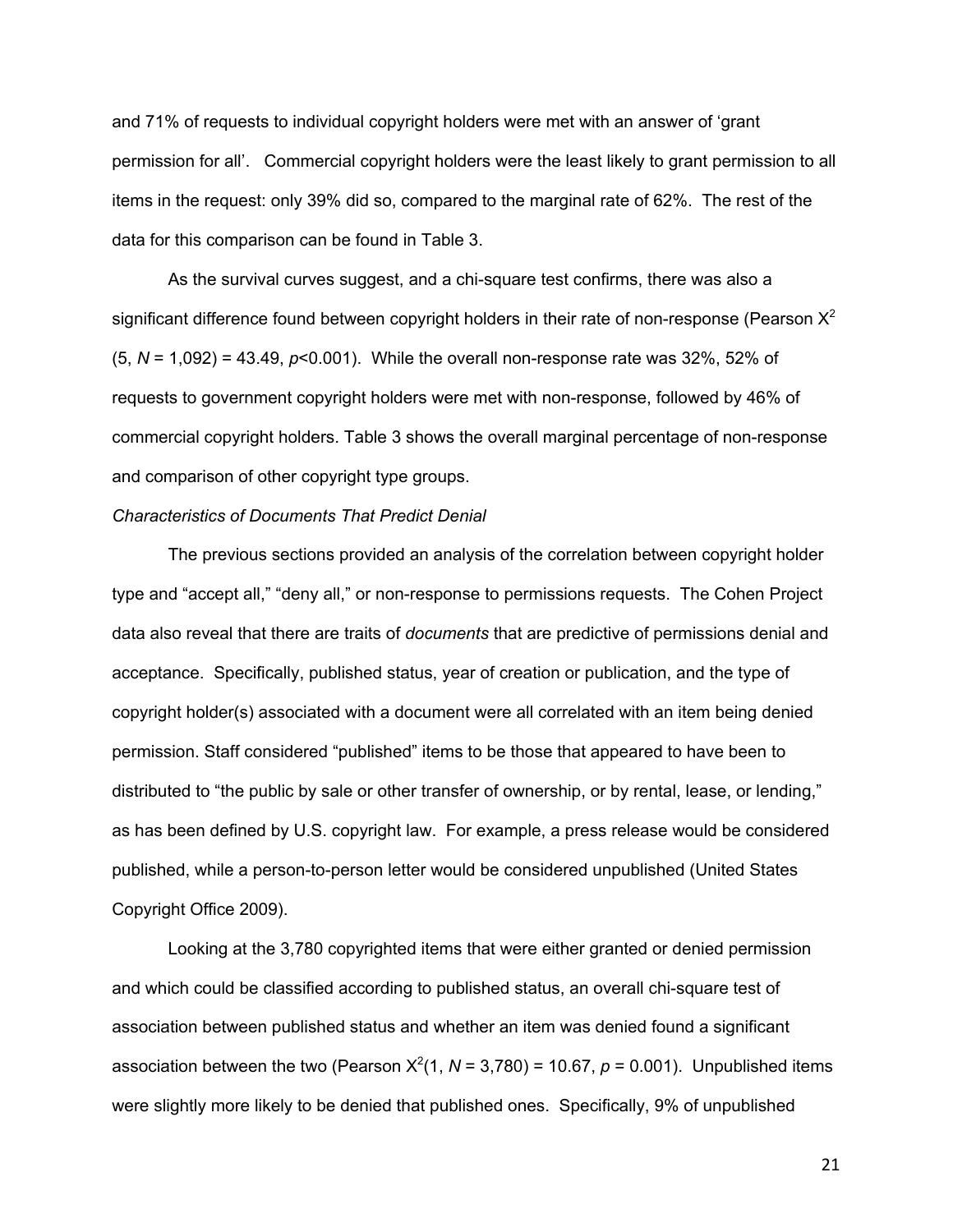and 71% of requests to individual copyright holders were met with an answer of 'grant permission for all'. Commercial copyright holders were the least likely to grant permission to all items in the request: only 39% did so, compared to the marginal rate of 62%. The rest of the data for this comparison can be found in Table 3.

As the survival curves suggest, and a chi-square test confirms, there was also a significant difference found between copyright holders in their rate of non-response (Pearson $X^2$ (5, $N$ = 1,092) = 43.49, $p$<0.001). While the overall non-response rate was 32%, 52% of requests to government copyright holders were met with non-response, followed by 46% of commercial copyright holders. Table 3 shows the overall marginal percentage of non-response and comparison of other copyright type groups.

*Characteristics of Documents That Predict Denial*

The previous sections provided an analysis of the correlation between copyright holder type and "accept all," "deny all," or non-response to permissions requests. The Cohen Project data also reveal that there are traits of *documents* that are predictive of permissions denial and acceptance. Specifically, published status, year of creation or publication, and the type of copyright holder(s) associated with a document were all correlated with an item being denied permission. Staff considered "published" items to be those that appeared to have been to distributed to "the public by sale or other transfer of ownership, or by rental, lease, or lending," as has been defined by U.S. copyright law. For example, a press release would be considered published, while a person-to-person letter would be considered unpublished (United States Copyright Office 2009).

Looking at the 3,780 copyrighted items that were either granted or denied permission and which could be classified according to published status, an overall chi-square test of association between published status and whether an item was denied found a significant association between the two (Pearson $X^2$(1, $N$ = 3,780) = 10.67, $p$ = 0.001). Unpublished items were slightly more likely to be denied that published ones. Specifically, 9% of unpublished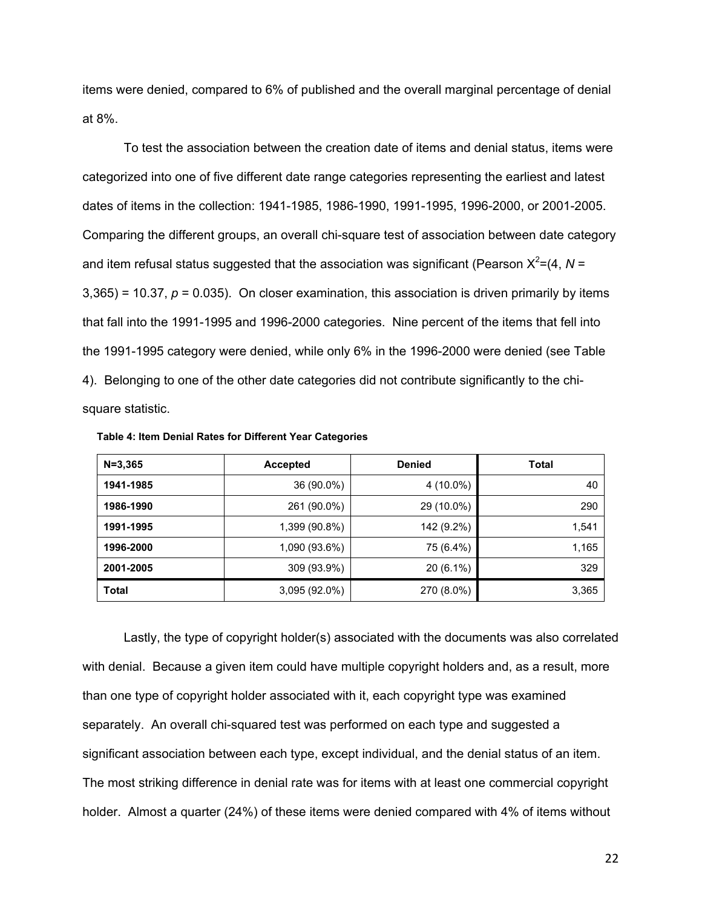items were denied, compared to 6% of published and the overall marginal percentage of denial at 8%.

To test the association between the creation date of items and denial status, items were categorized into one of five different date range categories representing the earliest and latest dates of items in the collection: 1941-1985, 1986-1990, 1991-1995, 1996-2000, or 2001-2005. Comparing the different groups, an overall chi-square test of association between date category and item refusal status suggested that the association was significant (Pearson $X^2$=(4, *N* = 3,365) = 10.37, *p* = 0.035). On closer examination, this association is driven primarily by items that fall into the 1991-1995 and 1996-2000 categories. Nine percent of the items that fell into the 1991-1995 category were denied, while only 6% in the 1996-2000 were denied (see Table 4). Belonging to one of the other date categories did not contribute significantly to the chi-square statistic.

**Table 4: Item Denial Rates for Different Year Categories**

| N=3,365 | Accepted | Denied | Total |
|---|---|---|---|
| **1941-1985** | 36 (90.0%) | 4 (10.0%) | 40 |
| **1986-1990** | 261 (90.0%) | 29 (10.0%) | 290 |
| **1991-1995** | 1,399 (90.8%) | 142 (9.2%) | 1,541 |
| **1996-2000** | 1,090 (93.6%) | 75 (6.4%) | 1,165 |
| **2001-2005** | 309 (93.9%) | 20 (6.1%) | 329 |
| **Total** | 3,095 (92.0%) | 270 (8.0%) | 3,365 |

Lastly, the type of copyright holder(s) associated with the documents was also correlated with denial. Because a given item could have multiple copyright holders and, as a result, more than one type of copyright holder associated with it, each copyright type was examined separately. An overall chi-squared test was performed on each type and suggested a significant association between each type, except individual, and the denial status of an item. The most striking difference in denial rate was for items with at least one commercial copyright holder. Almost a quarter (24%) of these items were denied compared with 4% of items without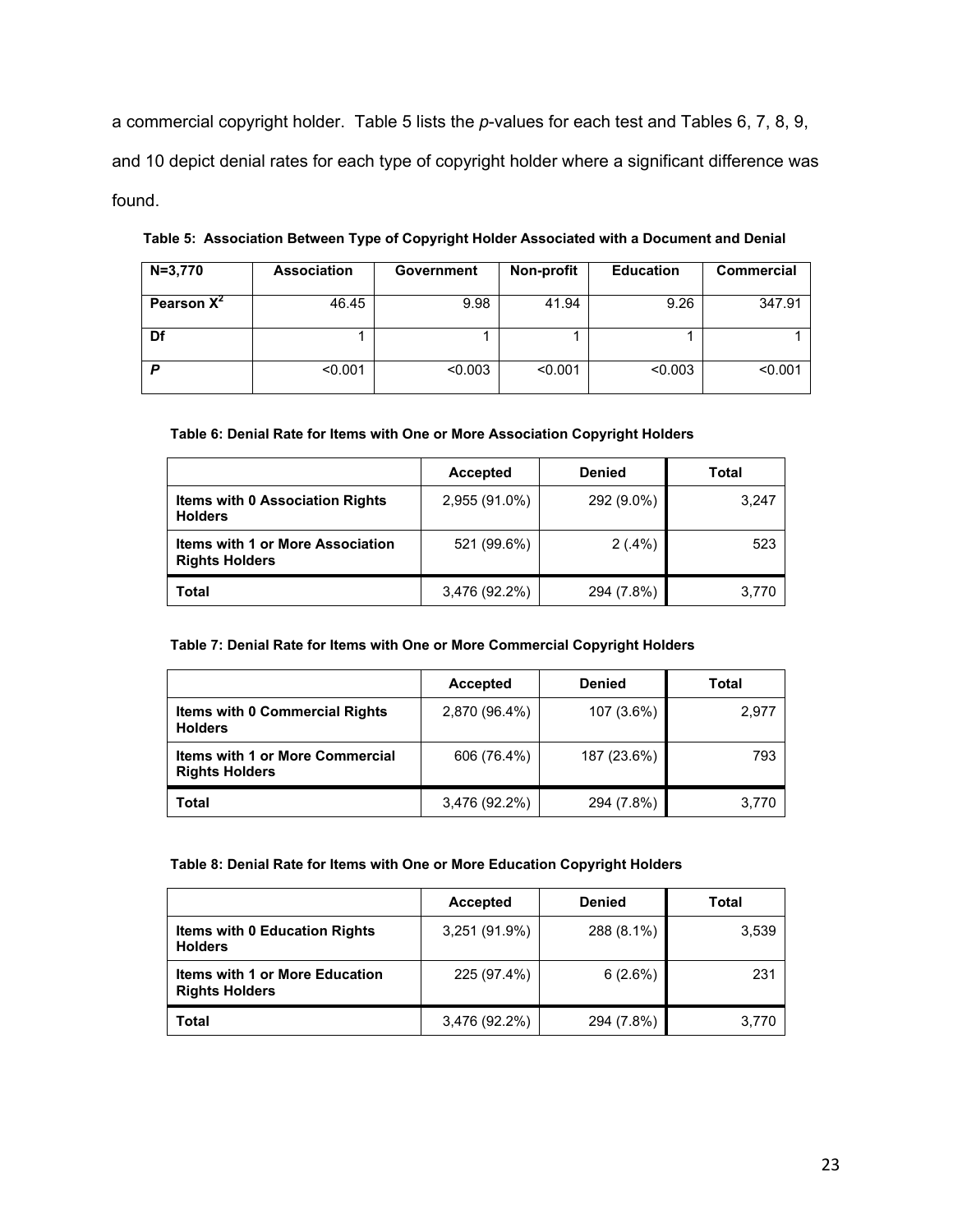a commercial copyright holder. Table 5 lists the *p*-values for each test and Tables 6, 7, 8, 9, and 10 depict denial rates for each type of copyright holder where a significant difference was found.

**Table 5: Association Between Type of Copyright Holder Associated with a Document and Denial**

| N=3,770 | Association | Government | Non-profit | Education | Commercial |
|---|---|---|---|---|---|
| Pearson $X^2$ | 46.45 | 9.98 | 41.94 | 9.26 | 347.91 |
| Df | 1 | 1 | 1 | 1 | 1 |
| *P* | <0.001 | <0.003 | <0.001 | <0.003 | <0.001 |

**Table 6: Denial Rate for Items with One or More Association Copyright Holders**

| | Accepted | Denied | Total |
|---|---|---|---|
| **Items with 0 Association Rights Holders** | 2,955 (91.0%) | 292 (9.0%) | 3,247 |
| **Items with 1 or More Association Rights Holders** | 521 (99.6%) | 2 (.4%) | 523 |
| **Total** | 3,476 (92.2%) | 294 (7.8%) | 3,770 |

**Table 7: Denial Rate for Items with One or More Commercial Copyright Holders**

| | Accepted | Denied | Total |
|---|---|---|---|
| **Items with 0 Commercial Rights Holders** | 2,870 (96.4%) | 107 (3.6%) | 2,977 |
| **Items with 1 or More Commercial Rights Holders** | 606 (76.4%) | 187 (23.6%) | 793 |
| **Total** | 3,476 (92.2%) | 294 (7.8%) | 3,770 |

**Table 8: Denial Rate for Items with One or More Education Copyright Holders**

| | Accepted | Denied | Total |
|---|---|---|---|
| **Items with 0 Education Rights Holders** | 3,251 (91.9%) | 288 (8.1%) | 3,539 |
| **Items with 1 or More Education Rights Holders** | 225 (97.4%) | 6 (2.6%) | 231 |
| **Total** | 3,476 (92.2%) | 294 (7.8%) | 3,770 |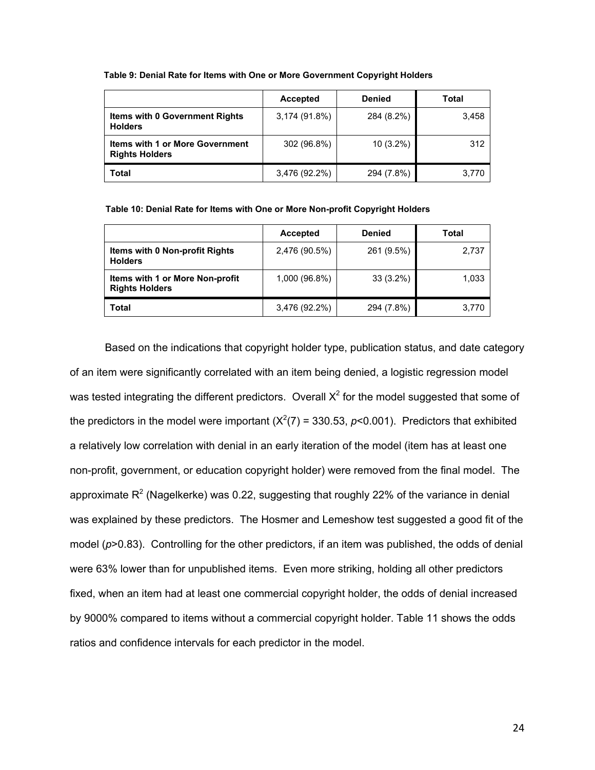**Table 9: Denial Rate for Items with One or More Government Copyright Holders**

| | Accepted | Denied | Total |
|---|---|---|---|
| **Items with 0 Government Rights Holders** | 3,174 (91.8%) | 284 (8.2%) | 3,458 |
| **Items with 1 or More Government Rights Holders** | 302 (96.8%) | 10 (3.2%) | 312 |
| **Total** | 3,476 (92.2%) | 294 (7.8%) | 3,770 |

**Table 10: Denial Rate for Items with One or More Non-profit Copyright Holders**

| | Accepted | Denied | Total |
|---|---|---|---|
| **Items with 0 Non-profit Rights Holders** | 2,476 (90.5%) | 261 (9.5%) | 2,737 |
| **Items with 1 or More Non-profit Rights Holders** | 1,000 (96.8%) | 33 (3.2%) | 1,033 |
| **Total** | 3,476 (92.2%) | 294 (7.8%) | 3,770 |

Based on the indications that copyright holder type, publication status, and date category of an item were significantly correlated with an item being denied, a logistic regression model was tested integrating the different predictors. Overall $X^2$ for the model suggested that some of the predictors in the model were important ($X^2(7) = 330.53$, $p<0.001$). Predictors that exhibited a relatively low correlation with denial in an early iteration of the model (item has at least one non-profit, government, or education copyright holder) were removed from the final model. The approximate $R^2$ (Nagelkerke) was 0.22, suggesting that roughly 22% of the variance in denial was explained by these predictors. The Hosmer and Lemeshow test suggested a good fit of the model ($p>0.83$). Controlling for the other predictors, if an item was published, the odds of denial were 63% lower than for unpublished items. Even more striking, holding all other predictors fixed, when an item had at least one commercial copyright holder, the odds of denial increased by 9000% compared to items without a commercial copyright holder. Table 11 shows the odds ratios and confidence intervals for each predictor in the model.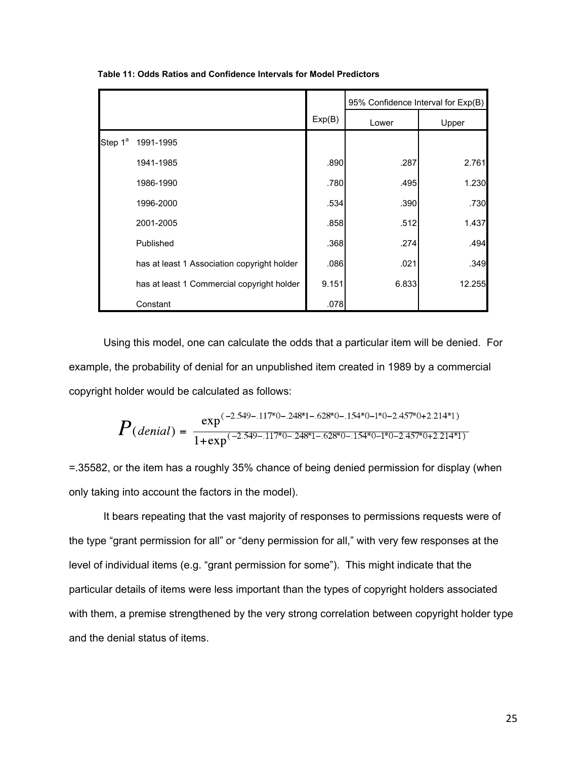**Table 11: Odds Ratios and Confidence Intervals for Model Predictors**

| | | Exp(B) | 95% Confidence Interval for Exp(B) | |
|---|---|---|---|---|
| | | | Lower | Upper |
| Step 1[a] | 1991-1995 | | | |
| | 1941-1985 | .890 | .287 | 2.761 |
| | 1986-1990 | .780 | .495 | 1.230 |
| | 1996-2000 | .534 | .390 | .730 |
| | 2001-2005 | .858 | .512 | 1.437 |
| | Published | .368 | .274 | .494 |
| | has at least 1 Association copyright holder | .086 | .021 | .349 |
| | has at least 1 Commercial copyright holder | 9.151 | 6.833 | 12.255 |
| | Constant | .078 | | |

Using this model, one can calculate the odds that a particular item will be denied. For example, the probability of denial for an unpublished item created in 1989 by a commercial copyright holder would be calculated as follows:

$$P(denial) = \frac{\exp^{(-2.549-.117*0-.248*1-.628*0-.154*0-1*0-2.457*0+2.214*1)}}{1+\exp^{(-2.549-.117*0-.248*1-.628*0-.154*0-1*0-2.457*0+2.214*1)}}$$

=.35582, or the item has a roughly 35% chance of being denied permission for display (when only taking into account the factors in the model).

It bears repeating that the vast majority of responses to permissions requests were of the type "grant permission for all" or "deny permission for all," with very few responses at the level of individual items (e.g. "grant permission for some"). This might indicate that the particular details of items were less important than the types of copyright holders associated with them, a premise strengthened by the very strong correlation between copyright holder type and the denial status of items.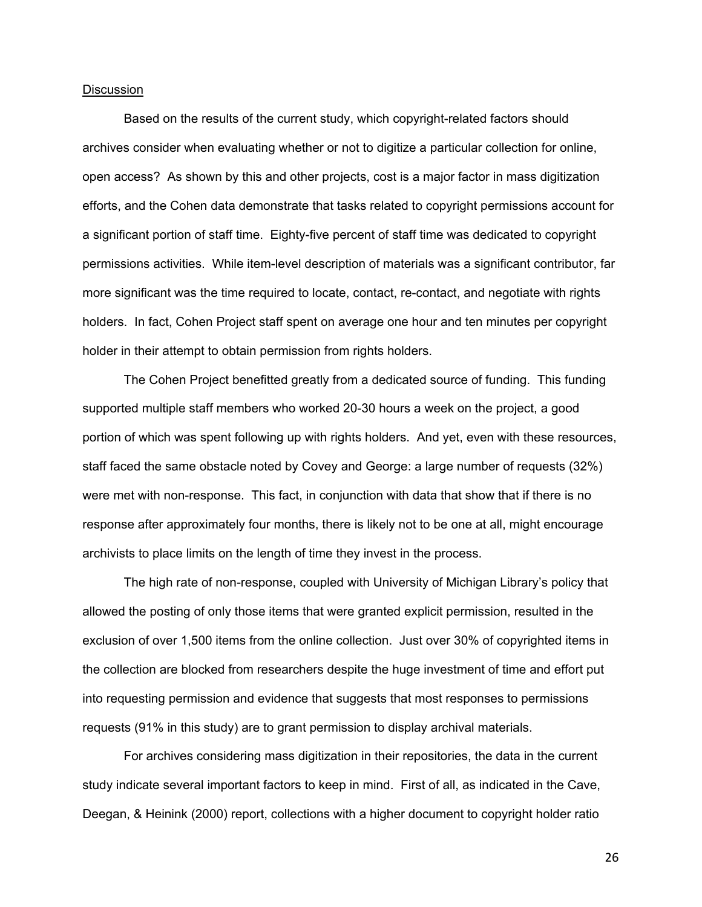<u>Discussion</u>

Based on the results of the current study, which copyright-related factors should archives consider when evaluating whether or not to digitize a particular collection for online, open access? As shown by this and other projects, cost is a major factor in mass digitization efforts, and the Cohen data demonstrate that tasks related to copyright permissions account for a significant portion of staff time. Eighty-five percent of staff time was dedicated to copyright permissions activities. While item-level description of materials was a significant contributor, far more significant was the time required to locate, contact, re-contact, and negotiate with rights holders. In fact, Cohen Project staff spent on average one hour and ten minutes per copyright holder in their attempt to obtain permission from rights holders.

The Cohen Project benefitted greatly from a dedicated source of funding. This funding supported multiple staff members who worked 20-30 hours a week on the project, a good portion of which was spent following up with rights holders. And yet, even with these resources, staff faced the same obstacle noted by Covey and George: a large number of requests (32%) were met with non-response. This fact, in conjunction with data that show that if there is no response after approximately four months, there is likely not to be one at all, might encourage archivists to place limits on the length of time they invest in the process.

The high rate of non-response, coupled with University of Michigan Library's policy that allowed the posting of only those items that were granted explicit permission, resulted in the exclusion of over 1,500 items from the online collection. Just over 30% of copyrighted items in the collection are blocked from researchers despite the huge investment of time and effort put into requesting permission and evidence that suggests that most responses to permissions requests (91% in this study) are to grant permission to display archival materials.

For archives considering mass digitization in their repositories, the data in the current study indicate several important factors to keep in mind. First of all, as indicated in the Cave, Deegan, & Heinink (2000) report, collections with a higher document to copyright holder ratio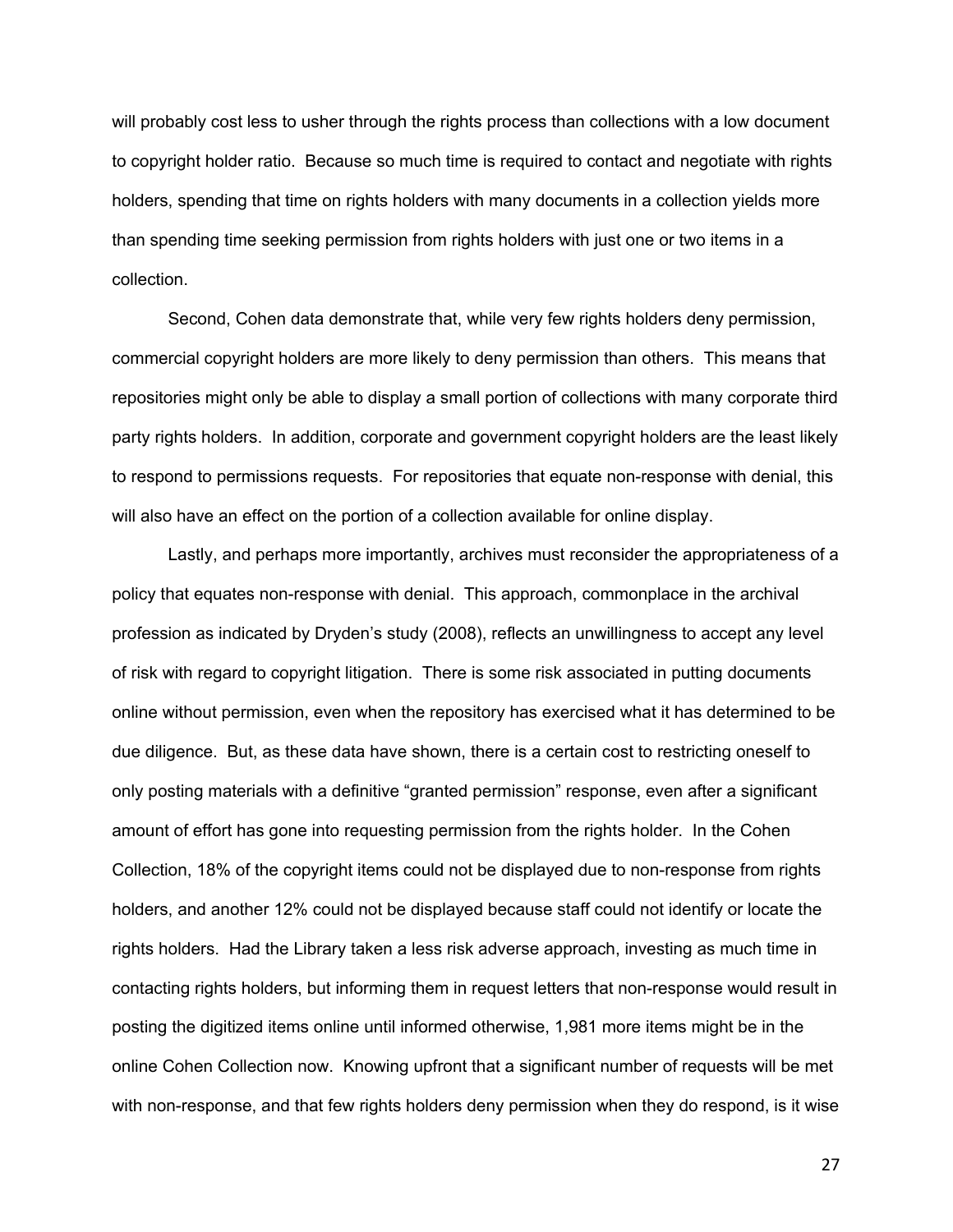will probably cost less to usher through the rights process than collections with a low document to copyright holder ratio. Because so much time is required to contact and negotiate with rights holders, spending that time on rights holders with many documents in a collection yields more than spending time seeking permission from rights holders with just one or two items in a collection.

Second, Cohen data demonstrate that, while very few rights holders deny permission, commercial copyright holders are more likely to deny permission than others. This means that repositories might only be able to display a small portion of collections with many corporate third party rights holders. In addition, corporate and government copyright holders are the least likely to respond to permissions requests. For repositories that equate non-response with denial, this will also have an effect on the portion of a collection available for online display.

Lastly, and perhaps more importantly, archives must reconsider the appropriateness of a policy that equates non-response with denial. This approach, commonplace in the archival profession as indicated by Dryden's study (2008), reflects an unwillingness to accept any level of risk with regard to copyright litigation. There is some risk associated in putting documents online without permission, even when the repository has exercised what it has determined to be due diligence. But, as these data have shown, there is a certain cost to restricting oneself to only posting materials with a definitive "granted permission" response, even after a significant amount of effort has gone into requesting permission from the rights holder. In the Cohen Collection, 18% of the copyright items could not be displayed due to non-response from rights holders, and another 12% could not be displayed because staff could not identify or locate the rights holders. Had the Library taken a less risk adverse approach, investing as much time in contacting rights holders, but informing them in request letters that non-response would result in posting the digitized items online until informed otherwise, 1,981 more items might be in the online Cohen Collection now. Knowing upfront that a significant number of requests will be met with non-response, and that few rights holders deny permission when they do respond, is it wise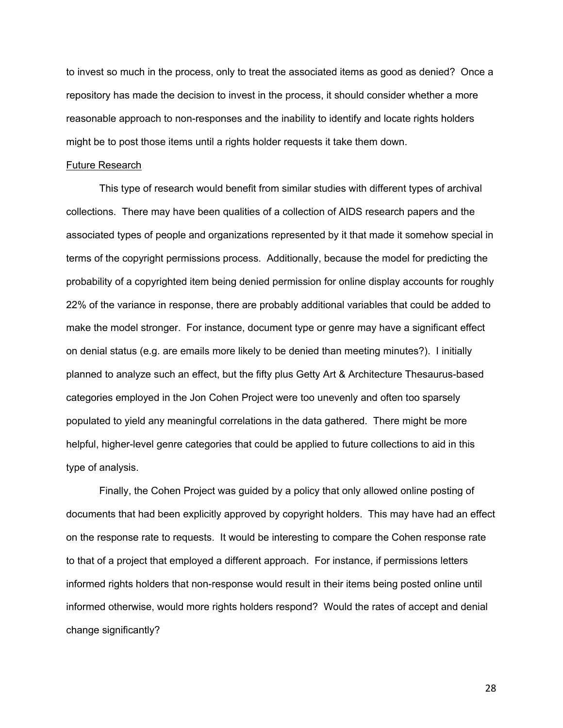to invest so much in the process, only to treat the associated items as good as denied? Once a repository has made the decision to invest in the process, it should consider whether a more reasonable approach to non-responses and the inability to identify and locate rights holders might be to post those items until a rights holder requests it take them down.

## Future Research

This type of research would benefit from similar studies with different types of archival collections. There may have been qualities of a collection of AIDS research papers and the associated types of people and organizations represented by it that made it somehow special in terms of the copyright permissions process. Additionally, because the model for predicting the probability of a copyrighted item being denied permission for online display accounts for roughly 22% of the variance in response, there are probably additional variables that could be added to make the model stronger. For instance, document type or genre may have a significant effect on denial status (e.g. are emails more likely to be denied than meeting minutes?). I initially planned to analyze such an effect, but the fifty plus Getty Art & Architecture Thesaurus-based categories employed in the Jon Cohen Project were too unevenly and often too sparsely populated to yield any meaningful correlations in the data gathered. There might be more helpful, higher-level genre categories that could be applied to future collections to aid in this type of analysis.

Finally, the Cohen Project was guided by a policy that only allowed online posting of documents that had been explicitly approved by copyright holders. This may have had an effect on the response rate to requests. It would be interesting to compare the Cohen response rate to that of a project that employed a different approach. For instance, if permissions letters informed rights holders that non-response would result in their items being posted online until informed otherwise, would more rights holders respond? Would the rates of accept and denial change significantly?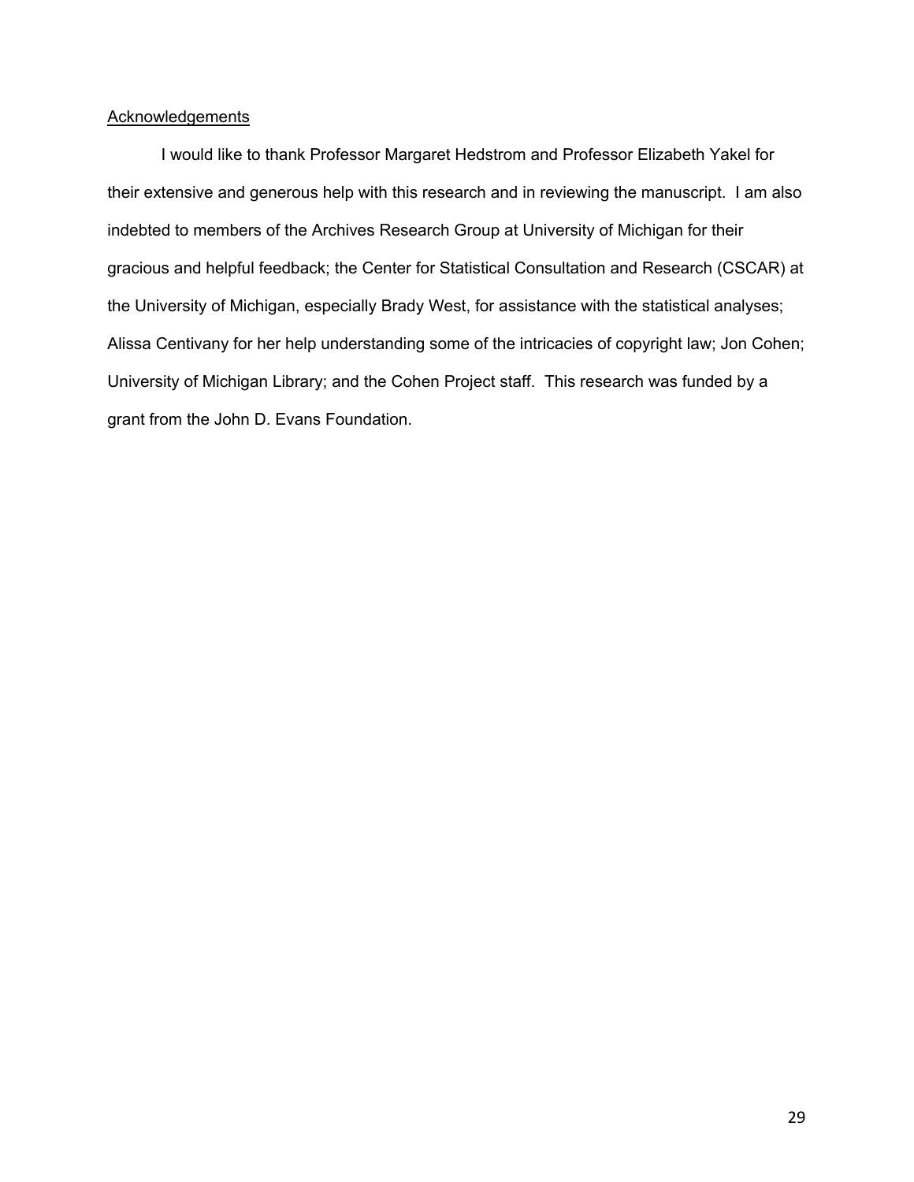## Acknowledgements

I would like to thank Professor Margaret Hedstrom and Professor Elizabeth Yakel for their extensive and generous help with this research and in reviewing the manuscript. I am also indebted to members of the Archives Research Group at University of Michigan for their gracious and helpful feedback; the Center for Statistical Consultation and Research (CSCAR) at the University of Michigan, especially Brady West, for assistance with the statistical analyses; Alissa Centivany for her help understanding some of the intricacies of copyright law; Jon Cohen; University of Michigan Library; and the Cohen Project staff. This research was funded by a grant from the John D. Evans Foundation.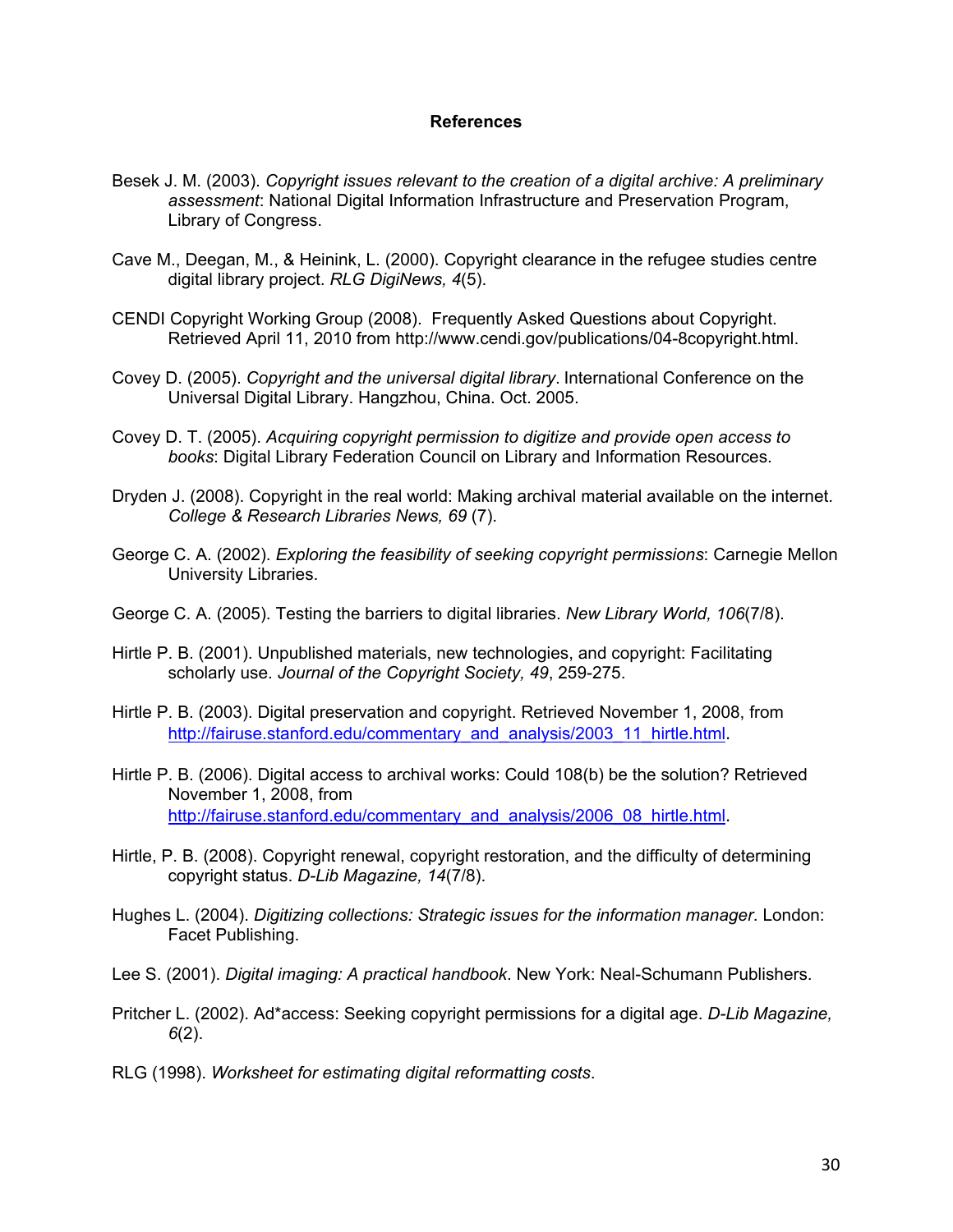## References

Besek J. M. (2003). *Copyright issues relevant to the creation of a digital archive: A preliminary assessment*: National Digital Information Infrastructure and Preservation Program, Library of Congress.

Cave M., Deegan, M., & Heinink, L. (2000). Copyright clearance in the refugee studies centre digital library project. *RLG DigiNews, 4*(5).

CENDI Copyright Working Group (2008). Frequently Asked Questions about Copyright. Retrieved April 11, 2010 from http://www.cendi.gov/publications/04-8copyright.html.

Covey D. (2005). *Copyright and the universal digital library*. International Conference on the Universal Digital Library. Hangzhou, China. Oct. 2005.

Covey D. T. (2005). *Acquiring copyright permission to digitize and provide open access to books*: Digital Library Federation Council on Library and Information Resources.

Dryden J. (2008). Copyright in the real world: Making archival material available on the internet. *College & Research Libraries News, 69* (7).

George C. A. (2002). *Exploring the feasibility of seeking copyright permissions*: Carnegie Mellon University Libraries.

George C. A. (2005). Testing the barriers to digital libraries. *New Library World, 106*(7/8).

Hirtle P. B. (2001). Unpublished materials, new technologies, and copyright: Facilitating scholarly use. *Journal of the Copyright Society, 49*, 259-275.

Hirtle P. B. (2003). Digital preservation and copyright. Retrieved November 1, 2008, from http://fairuse.stanford.edu/commentary_and_analysis/2003_11_hirtle.html.

Hirtle P. B. (2006). Digital access to archival works: Could 108(b) be the solution? Retrieved November 1, 2008, from http://fairuse.stanford.edu/commentary_and_analysis/2006_08_hirtle.html.

Hirtle, P. B. (2008). Copyright renewal, copyright restoration, and the difficulty of determining copyright status. *D-Lib Magazine, 14*(7/8).

Hughes L. (2004). *Digitizing collections: Strategic issues for the information manager*. London: Facet Publishing.

Lee S. (2001). *Digital imaging: A practical handbook*. New York: Neal-Schumann Publishers.

Pritcher L. (2002). Ad*access: Seeking copyright permissions for a digital age. *D-Lib Magazine, 6*(2).

RLG (1998). *Worksheet for estimating digital reformatting costs*.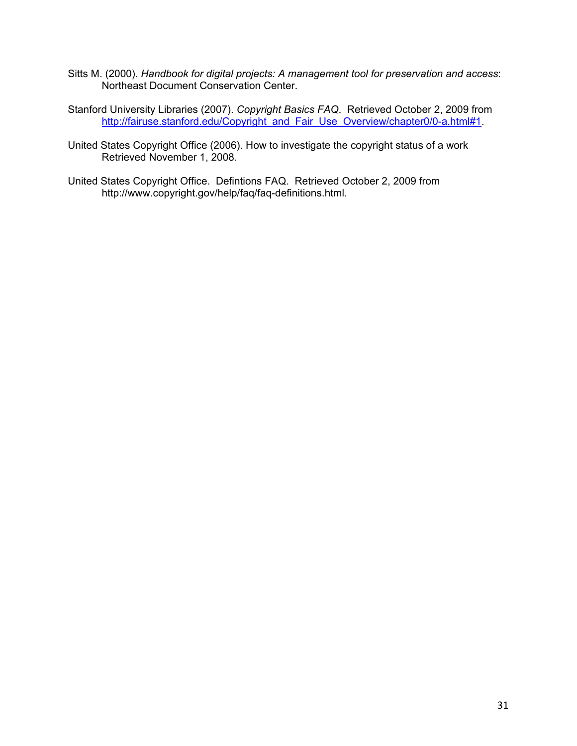Sitts M. (2000). *Handbook for digital projects: A management tool for preservation and access*: Northeast Document Conservation Center.

Stanford University Libraries (2007). *Copyright Basics FAQ*. Retrieved October 2, 2009 from http://fairuse.stanford.edu/Copyright_and_Fair_Use_Overview/chapter0/0-a.html#1.

United States Copyright Office (2006). How to investigate the copyright status of a work Retrieved November 1, 2008.

United States Copyright Office. Defintions FAQ. Retrieved October 2, 2009 from http://www.copyright.gov/help/faq/faq-definitions.html.